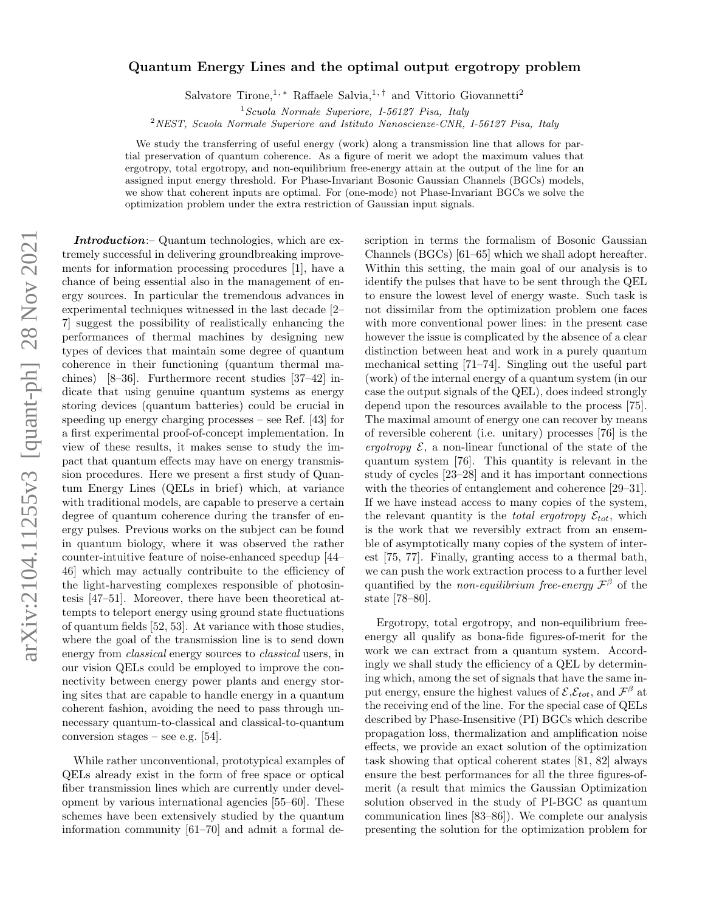# Quantum Energy Lines and the optimal output ergotropy problem

Salvatore Tirone,[1, *] Raffaele Salvia,[1, †] and Vittorio Giovannetti[2]

[1] *Scuola Normale Superiore, I-56127 Pisa, Italy*
[2] *NEST, Scuola Normale Superiore and Istituto Nanoscienze-CNR, I-56127 Pisa, Italy*

We study the transferring of useful energy (work) along a transmission line that allows for partial preservation of quantum coherence. As a figure of merit we adopt the maximum values that ergotropy, total ergotropy, and non-equilibrium free-energy attain at the output of the line for an assigned input energy threshold. For Phase-Invariant Bosonic Gaussian Channels (BGCs) models, we show that coherent inputs are optimal. For (one-mode) not Phase-Invariant BGCs we solve the optimization problem under the extra restriction of Gaussian input signals.

***Introduction***:– Quantum technologies, which are extremely successful in delivering groundbreaking improvements for information processing procedures [1], have a chance of being essential also in the management of energy sources. In particular the tremendous advances in experimental techniques witnessed in the last decade [2–7] suggest the possibility of realistically enhancing the performances of thermal machines by designing new types of devices that maintain some degree of quantum coherence in their functioning (quantum thermal machines) [8–36]. Furthermore recent studies [37–42] indicate that using genuine quantum systems as energy storing devices (quantum batteries) could be crucial in speeding up energy charging processes – see Ref. [43] for a first experimental proof-of-concept implementation. In view of these results, it makes sense to study the impact that quantum effects may have on energy transmission procedures. Here we present a first study of Quantum Energy Lines (QELs in brief) which, at variance with traditional models, are capable to preserve a certain degree of quantum coherence during the transfer of energy pulses. Previous works on the subject can be found in quantum biology, where it was observed the rather counter-intuitive feature of noise-enhanced speedup [44–46] which may actually contribuite to the efficiency of the light-harvesting complexes responsible of photosintesis [47–51]. Moreover, there have been theoretical attempts to teleport energy using ground state fluctuations of quantum fields [52, 53]. At variance with those studies, where the goal of the transmission line is to send down energy from *classical* energy sources to *classical* users, in our vision QELs could be employed to improve the connectivity between energy power plants and energy storing sites that are capable to handle energy in a quantum coherent fashion, avoiding the need to pass through unnecessary quantum-to-classical and classical-to-quantum conversion stages – see e.g. [54].

While rather unconventional, prototypical examples of QELs already exist in the form of free space or optical fiber transmission lines which are currently under development by various international agencies [55–60]. These schemes have been extensively studied by the quantum information community [61–70] and admit a formal description in terms the formalism of Bosonic Gaussian Channels (BGCs) [61–65] which we shall adopt hereafter. Within this setting, the main goal of our analysis is to identify the pulses that have to be sent through the QEL to ensure the lowest level of energy waste. Such task is not dissimilar from the optimization problem one faces with more conventional power lines: in the present case however the issue is complicated by the absence of a clear distinction between heat and work in a purely quantum mechanical setting [71–74]. Singling out the useful part (work) of the internal energy of a quantum system (in our case the output signals of the QEL), does indeed strongly depend upon the resources available to the process [75]. The maximal amount of energy one can recover by means of reversible coherent (i.e. unitary) processes [76] is the *ergotropy* $\mathcal{E}$, a non-linear functional of the state of the quantum system [76]. This quantity is relevant in the study of cycles [23–28] and it has important connections with the theories of entanglement and coherence [29–31]. If we have instead access to many copies of the system, the relevant quantity is the *total ergotropy* $\mathcal{E}_{tot}$, which is the work that we reversibly extract from an ensemble of asymptotically many copies of the system of interest [75, 77]. Finally, granting access to a thermal bath, we can push the work extraction process to a further level quantified by the *non-equilibrium free-energy* $\mathcal{F}^{\beta}$ of the state [78–80].

Ergotropy, total ergotropy, and non-equilibrium free-energy all qualify as bona-fide figures-of-merit for the work we can extract from a quantum system. Accordingly we shall study the efficiency of a QEL by determining which, among the set of signals that have the same input energy, ensure the highest values of $\mathcal{E}$,$\mathcal{E}_{tot}$, and $\mathcal{F}^{\beta}$ at the receiving end of the line. For the special case of QELs described by Phase-Insensitive (PI) BGCs which describe propagation loss, thermalization and amplification noise effects, we provide an exact solution of the optimization task showing that optical coherent states [81, 82] always ensure the best performances for all the three figures-of-merit (a result that mimics the Gaussian Optimization solution observed in the study of PI-BGC as quantum communication lines [83–86]). We complete our analysis presenting the solution for the optimization problem for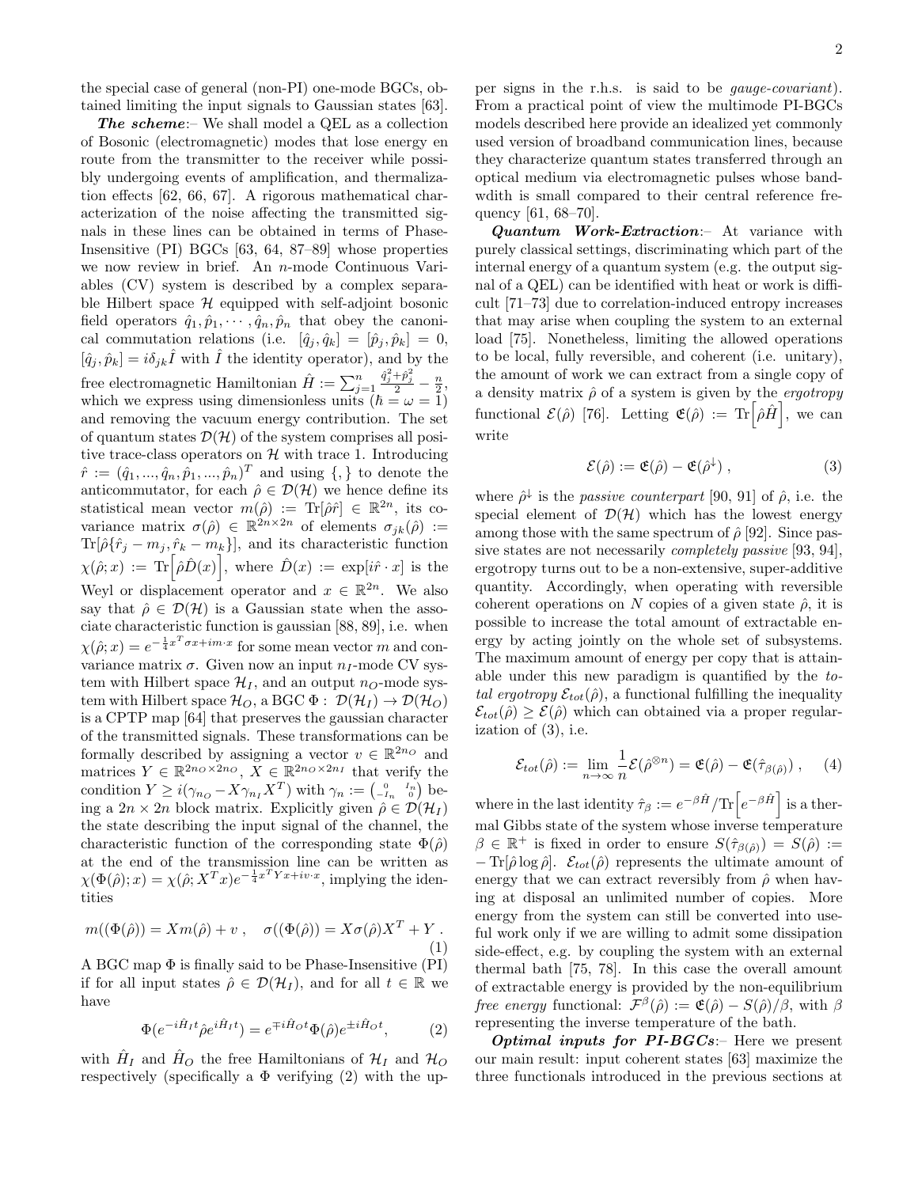the special case of general (non-PI) one-mode BGCs, obtained limiting the input signals to Gaussian states [63].

***The scheme***:– We shall model a QEL as a collection of Bosonic (electromagnetic) modes that lose energy en route from the transmitter to the receiver while possibly undergoing events of amplification, and thermalization effects [62, 66, 67]. A rigorous mathematical characterization of the noise affecting the transmitted signals in these lines can be obtained in terms of Phase-Insensitive (PI) BGCs [63, 64, 87–89] whose properties we now review in brief. An $n$-mode Continuous Variables (CV) system is described by a complex separable Hilbert space $\mathcal{H}$ equipped with self-adjoint bosonic field operators $\hat{q}_1, \hat{p}_1, \cdots, \hat{q}_n, \hat{p}_n$ that obey the canonical commutation relations (i.e. $[\hat{q}_j, \hat{q}_k] = [\hat{p}_j, \hat{p}_k] = 0$, $[\hat{q}_j, \hat{p}_k] = i\delta_{jk}\hat{I}$ with $\hat{I}$ the identity operator), and by the free electromagnetic Hamiltonian $\hat{H} := \sum_{j=1}^{n} \frac{\hat{q}_j^2+\hat{p}_j^2}{2} - \frac{n}{2}$, which we express using dimensionless units ($\hbar = \omega = 1$) and removing the vacuum energy contribution. The set of quantum states $\mathcal{D}(\mathcal{H})$ of the system comprises all positive trace-class operators on $\mathcal{H}$ with trace 1. Introducing $\hat{r} := (\hat{q}_1, ..., \hat{q}_n, \hat{p}_1, ..., \hat{p}_n)^T$ and using $\{,\}$ to denote the anticommutator, for each $\hat{\rho} \in \mathcal{D}(\mathcal{H})$ we hence define its statistical mean vector $m(\hat{\rho}) := \mathrm{Tr}[\hat{\rho}\hat{r}] \in \mathbb{R}^{2n}$, its covariance matrix $\sigma(\hat{\rho}) \in \mathbb{R}^{2n\times 2n}$ of elements $\sigma_{jk}(\hat{\rho}) := \mathrm{Tr}[\hat{\rho}\{\hat{r}_j - m_j, \hat{r}_k - m_k\}]$, and its characteristic function $\chi(\hat{\rho}; x) := \mathrm{Tr}\Big[\hat{\rho}\hat{D}(x)\Big]$, where $\hat{D}(x) := \exp[i\hat{r}\cdot x]$ is the Weyl or displacement operator and $x \in \mathbb{R}^{2n}$. We also say that $\hat{\rho} \in \mathcal{D}(\mathcal{H})$ is a Gaussian state when the associate characteristic function is gaussian [88, 89], i.e. when $\chi(\hat{\rho}; x) = e^{-\frac{1}{4}x^T\sigma x + im\cdot x}$ for some mean vector $m$ and convariance matrix $\sigma$. Given now an input $n_I$-mode CV system with Hilbert space $\mathcal{H}_I$, and an output $n_O$-mode system with Hilbert space $\mathcal{H}_O$, a BGC $\Phi:\ \mathcal{D}(\mathcal{H}_I) \to \mathcal{D}(\mathcal{H}_O)$ is a CPTP map [64] that preserves the gaussian character of the transmitted signals. These transformations can be formally described by assigning a vector $v \in \mathbb{R}^{2n_O}$ and matrices $Y \in \mathbb{R}^{2n_O\times 2n_O}$, $X \in \mathbb{R}^{2n_O\times 2n_I}$ that verify the condition $Y \geq i(\gamma_{n_O} - X\gamma_{n_I}X^T)$ with $\gamma_n := \left(\begin{smallmatrix} 0 & I_n \\ -I_n & 0 \end{smallmatrix}\right)$ being a $2n \times 2n$ block matrix. Explicitly given $\hat{\rho} \in \mathcal{D}(\mathcal{H}_I)$ the state describing the input signal of the channel, the characteristic function of the corresponding state $\Phi(\hat{\rho})$ at the end of the transmission line can be written as $\chi(\Phi(\hat{\rho}); x) = \chi(\hat{\rho}; X^T x)e^{-\frac{1}{4}x^T Y x + iv\cdot x}$, implying the identities

$$m((\Phi(\hat{\rho})) = Xm(\hat{\rho}) + v\ , \quad \sigma((\Phi(\hat{\rho})) = X\sigma(\hat{\rho})X^T + Y\ . \tag{1}$$

A BGC map $\Phi$ is finally said to be Phase-Insensitive (PI) if for all input states $\hat{\rho} \in \mathcal{D}(\mathcal{H}_I)$, and for all $t \in \mathbb{R}$ we have

$$\Phi(e^{-i\hat{H}_I t}\hat{\rho}e^{i\hat{H}_I t}) = e^{\mp i\hat{H}_O t}\Phi(\hat{\rho})e^{\pm i\hat{H}_O t}, \tag{2}$$

with $\hat{H}_I$ and $\hat{H}_O$ the free Hamiltonians of $\mathcal{H}_I$ and $\mathcal{H}_O$ respectively (specifically a $\Phi$ verifying (2) with the upper signs in the r.h.s. is said to be *gauge-covariant*). From a practical point of view the multimode PI-BGCs models described here provide an idealized yet commonly used version of broadband communication lines, because they characterize quantum states transferred through an optical medium via electromagnetic pulses whose bandwdith is small compared to their central reference frequency [61, 68–70].

***Quantum Work-Extraction***:– At variance with purely classical settings, discriminating which part of the internal energy of a quantum system (e.g. the output signal of a QEL) can be identified with heat or work is difficult [71–73] due to correlation-induced entropy increases that may arise when coupling the system to an external load [75]. Nonetheless, limiting the allowed operations to be local, fully reversible, and coherent (i.e. unitary), the amount of work we can extract from a single copy of a density matrix $\hat{\rho}$ of a system is given by the *ergotropy* functional $\mathcal{E}(\hat{\rho})$ [76]. Letting $\mathfrak{E}(\hat{\rho}) := \mathrm{Tr}\Big[\hat{\rho}\hat{H}\Big]$, we can write

$$\mathcal{E}(\hat{\rho}) := \mathfrak{E}(\hat{\rho}) - \mathfrak{E}(\hat{\rho}^{\downarrow})\ , \tag{3}$$

where $\hat{\rho}^{\downarrow}$ is the *passive counterpart* [90, 91] of $\hat{\rho}$, i.e. the special element of $\mathcal{D}(\mathcal{H})$ which has the lowest energy among those with the same spectrum of $\hat{\rho}$ [92]. Since passive states are not necessarily *completely passive* [93, 94], ergotropy turns out to be a non-extensive, super-additive quantity. Accordingly, when operating with reversible coherent operations on $N$ copies of a given state $\hat{\rho}$, it is possible to increase the total amount of extractable energy by acting jointly on the whole set of subsystems. The maximum amount of energy per copy that is attainable under this new paradigm is quantified by the *total ergotropy* $\mathcal{E}_{tot}(\hat{\rho})$, a functional fulfilling the inequality $\mathcal{E}_{tot}(\hat{\rho}) \geq \mathcal{E}(\hat{\rho})$ which can obtained via a proper regularization of (3), i.e.

$$\mathcal{E}_{tot}(\hat{\rho}) := \lim_{n\to\infty} \frac{1}{n}\mathcal{E}(\hat{\rho}^{\otimes n}) = \mathfrak{E}(\hat{\rho}) - \mathfrak{E}(\hat{\tau}_{\beta(\hat{\rho})})\ , \tag{4}$$

where in the last identity $\hat{\tau}_\beta := e^{-\beta\hat{H}}/\mathrm{Tr}\Big[e^{-\beta\hat{H}}\Big]$ is a thermal Gibbs state of the system whose inverse temperature $\beta \in \mathbb{R}^+$ is fixed in order to ensure $S(\hat{\tau}_{\beta(\hat{\rho})}) = S(\hat{\rho}) := -\mathrm{Tr}[\hat{\rho}\log\hat{\rho}]$. $\mathcal{E}_{tot}(\hat{\rho})$ represents the ultimate amount of energy that we can extract reversibly from $\hat{\rho}$ when having at disposal an unlimited number of copies. More energy from the system can still be converted into useful work only if we are willing to admit some dissipation side-effect, e.g. by coupling the system with an external thermal bath [75, 78]. In this case the overall amount of extractable energy is provided by the non-equilibrium *free energy* functional: $\mathcal{F}^\beta(\hat{\rho}) := \mathfrak{E}(\hat{\rho}) - S(\hat{\rho})/\beta$, with $\beta$ representing the inverse temperature of the bath.

***Optimal inputs for PI-BGCs***:– Here we present our main result: input coherent states [63] maximize the three functionals introduced in the previous sections at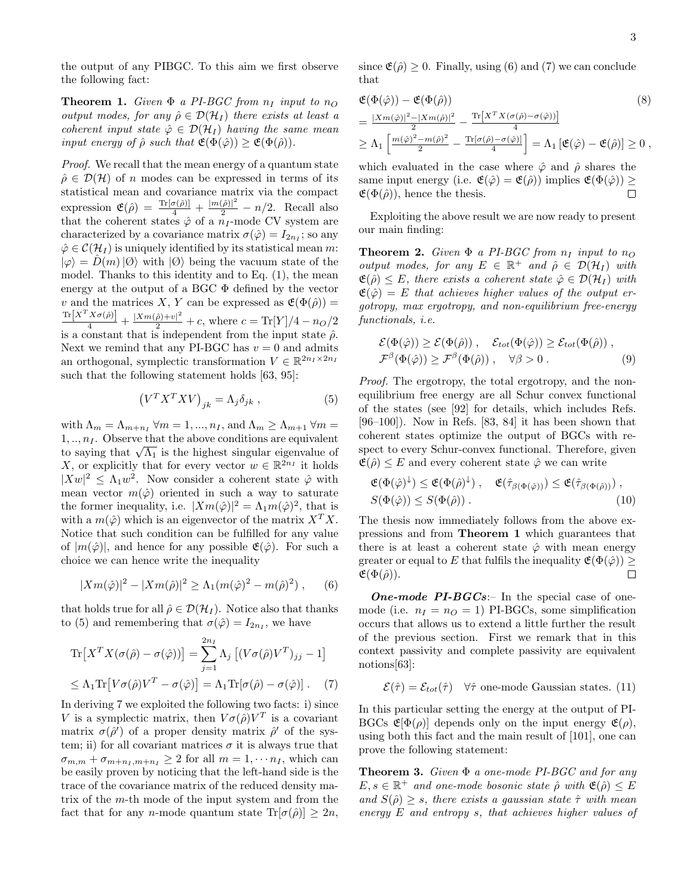the output of any PIBGC. To this aim we first observe the following fact:

**Theorem 1.** *Given $\Phi$ a PI-BGC from $n_I$ input to $n_O$ output modes, for any $\hat{\rho} \in \mathcal{D}(\mathcal{H}_I)$ there exists at least a coherent input state $\hat{\varphi} \in \mathcal{D}(\mathcal{H}_I)$ having the same mean input energy of $\hat{\rho}$ such that $\mathfrak{E}(\Phi(\hat{\varphi})) \geq \mathfrak{E}(\Phi(\hat{\rho}))$.*

*Proof.* We recall that the mean energy of a quantum state $\hat{\rho} \in \mathcal{D}(\mathcal{H})$ of $n$ modes can be expressed in terms of its statistical mean and covariance matrix via the compact expression $\mathfrak{E}(\hat{\rho}) = \frac{\mathrm{Tr}[\sigma(\hat{\rho})]}{4} + \frac{|m(\hat{\rho})|^2}{2} - n/2$. Recall also that the coherent states $\hat{\varphi}$ of a $n_I$-mode CV system are characterized by a covariance matrix $\sigma(\hat{\varphi}) = I_{2n_I}$; so any $\hat{\varphi} \in \mathcal{C}(\mathcal{H}_I)$ is uniquely identified by its statistical mean $m$: $|\varphi\rangle = \hat{D}(m)\,|\emptyset\rangle$ with $|\emptyset\rangle$ being the vacuum state of the model. Thanks to this identity and to Eq. (1), the mean energy at the output of a BGC $\Phi$ defined by the vector $v$ and the matrices $X$, $Y$ can be expressed as $\mathfrak{E}(\Phi(\hat{\rho})) = \frac{\mathrm{Tr}\left[X^T X \sigma(\hat{\rho})\right]}{4} + \frac{|Xm(\hat{\rho})+v|^2}{2} + c$, where $c = \mathrm{Tr}[Y]/4 - n_O/2$ is a constant that is independent from the input state $\hat{\rho}$. Next we remind that any PI-BGC has $v = 0$ and admits an orthogonal, symplectic transformation $V \in \mathbb{R}^{2n_I \times 2n_I}$ such that the following statement holds [63, 95]:

$$\left(V^T X^T X V\right)_{jk} = \Lambda_j \delta_{jk}\ , \tag{5}$$

with $\Lambda_m = \Lambda_{m+n_I}\ \forall m = 1, ..., n_I$, and $\Lambda_m \geq \Lambda_{m+1}\ \forall m = 1, .., n_I$. Observe that the above conditions are equivalent to saying that $\sqrt{\Lambda_1}$ is the highest singular eigenvalue of $X$, or explicitly that for every vector $w \in \mathbb{R}^{2n_I}$ it holds $|Xw|^2 \leq \Lambda_1 w^2$. Now consider a coherent state $\hat{\varphi}$ with mean vector $m(\hat{\varphi})$ oriented in such a way to saturate the former inequality, i.e. $|Xm(\hat{\varphi})|^2 = \Lambda_1 m(\hat{\varphi})^2$, that is with a $m(\hat{\varphi})$ which is an eigenvector of the matrix $X^T X$. Notice that such condition can be fulfilled for any value of $|m(\hat{\varphi})|$, and hence for any possible $\mathfrak{E}(\hat{\varphi})$. For such a choice we can hence write the inequality

$$|Xm(\hat{\varphi})|^2 - |Xm(\hat{\rho})|^2 \geq \Lambda_1 (m(\hat{\varphi})^2 - m(\hat{\rho})^2)\ , \tag{6}$$

that holds true for all $\hat{\rho} \in \mathcal{D}(\mathcal{H}_I)$. Notice also that thanks to (5) and remembering that $\sigma(\hat{\varphi}) = I_{2n_I}$, we have

$$\begin{aligned}
\mathrm{Tr}\left[X^T X(\sigma(\hat{\rho}) - \sigma(\hat{\varphi}))\right] &= \sum_{j=1}^{2n_I} \Lambda_j \left[(V\sigma(\hat{\rho})V^T)_{jj} - 1\right] \\
&\leq \Lambda_1 \mathrm{Tr}\left[V\sigma(\hat{\rho})V^T - \sigma(\hat{\varphi})\right] = \Lambda_1 \mathrm{Tr}[\sigma(\hat{\rho}) - \sigma(\hat{\varphi})]\ .
\end{aligned} \tag{7}$$

In deriving 7 we exploited the following two facts: i) since $V$ is a symplectic matrix, then $V\sigma(\hat{\rho})V^T$ is a covariant matrix $\sigma(\hat{\rho}')$ of a proper density matrix $\hat{\rho}'$ of the system; ii) for all covariant matrices $\sigma$ it is always true that $\sigma_{m,m} + \sigma_{m+n_I,m+n_I} \geq 2$ for all $m = 1, \cdots n_I$, which can be easily proven by noticing that the left-hand side is the trace of the covariance matrix of the reduced density matrix of the $m$-th mode of the input system and from the fact that for any $n$-mode quantum state $\mathrm{Tr}[\sigma(\hat{\rho})] \geq 2n$, since $\mathfrak{E}(\hat{\rho}) \geq 0$. Finally, using (6) and (7) we can conclude that

$$\begin{aligned}
&\mathfrak{E}(\Phi(\hat{\varphi})) - \mathfrak{E}(\Phi(\hat{\rho})) \\
&= \tfrac{|Xm(\hat{\varphi})|^2 - |Xm(\hat{\rho})|^2}{2} - \tfrac{\mathrm{Tr}\left[X^T X(\sigma(\hat{\rho}) - \sigma(\hat{\varphi}))\right]}{4} \\
&\geq \Lambda_1 \left[\tfrac{m(\hat{\varphi})^2 - m(\hat{\rho})^2}{2} - \tfrac{\mathrm{Tr}[\sigma(\hat{\rho}) - \sigma(\hat{\varphi})]}{4}\right] = \Lambda_1 \left[\mathfrak{E}(\hat{\varphi}) - \mathfrak{E}(\hat{\rho})\right] \geq 0\ ,
\end{aligned} \tag{8}$$

which evaluated in the case where $\hat{\varphi}$ and $\hat{\rho}$ shares the same input energy (i.e. $\mathfrak{E}(\hat{\varphi}) = \mathfrak{E}(\hat{\rho})$) implies $\mathfrak{E}(\Phi(\hat{\varphi})) \geq \mathfrak{E}(\Phi(\hat{\rho}))$, hence the thesis. □

Exploiting the above result we are now ready to present our main finding:

**Theorem 2.** *Given $\Phi$ a PI-BGC from $n_I$ input to $n_O$ output modes, for any $E \in \mathbb{R}^+$ and $\hat{\rho} \in \mathcal{D}(\mathcal{H}_I)$ with $\mathfrak{E}(\hat{\rho}) \leq E$, there exists a coherent state $\hat{\varphi} \in \mathcal{D}(\mathcal{H}_I)$ with $\mathfrak{E}(\hat{\varphi}) = E$ that achieves higher values of the output ergotropy, max ergotropy, and non-equilibrium free-energy functionals, i.e.*

$$\begin{aligned}
&\mathcal{E}(\Phi(\hat{\varphi})) \geq \mathcal{E}(\Phi(\hat{\rho}))\ , \quad \mathcal{E}_{tot}(\Phi(\hat{\varphi})) \geq \mathcal{E}_{tot}(\Phi(\hat{\rho}))\ , \\
&\mathcal{F}^\beta(\Phi(\hat{\varphi})) \geq \mathcal{F}^\beta(\Phi(\hat{\rho}))\ , \quad \forall \beta > 0\ .
\end{aligned} \tag{9}$$

*Proof.* The ergotropy, the total ergotropy, and the non-equilibrium free energy are all Schur convex functional of the states (see [92] for details, which includes Refs. [96–100]). Now in Refs. [83, 84] it has been shown that coherent states optimize the output of BGCs with respect to every Schur-convex functional. Therefore, given $\mathfrak{E}(\hat{\rho}) \leq E$ and every coherent state $\hat{\varphi}$ we can write

$$\begin{aligned}
&\mathfrak{E}(\Phi(\hat{\varphi})^\downarrow) \leq \mathfrak{E}(\Phi(\hat{\rho})^\downarrow)\ , \quad \mathfrak{E}(\hat{\tau}_{\beta(\Phi(\hat{\varphi}))}) \leq \mathfrak{E}(\hat{\tau}_{\beta(\Phi(\hat{\rho}))})\ , \\
&S(\Phi(\hat{\varphi})) \leq S(\Phi(\hat{\rho}))\ .
\end{aligned} \tag{10}$$

The thesis now immediately follows from the above expressions and from **Theorem 1** which guarantees that there is at least a coherent state $\hat{\varphi}$ with mean energy greater or equal to $E$ that fulfils the inequality $\mathfrak{E}(\Phi(\hat{\varphi})) \geq \mathfrak{E}(\Phi(\hat{\rho}))$. □

***One-mode PI-BGCs***:– In the special case of one-mode (i.e. $n_I = n_O = 1$) PI-BGCs, some simplification occurs that allows us to extend a little further the result of the previous section. First we remark that in this context passivity and complete passivity are equivalent notions[63]:

$$\mathcal{E}(\hat{\tau}) = \mathcal{E}_{tot}(\hat{\tau}) \quad \forall \hat{\tau} \text{ one-mode Gaussian states.} \tag{11}$$

In this particular setting the energy at the output of PI-BGCs $\mathfrak{E}[\Phi(\rho)]$ depends only on the input energy $\mathfrak{E}(\rho)$, using both this fact and the main result of [101], one can prove the following statement:

**Theorem 3.** *Given $\Phi$ a one-mode PI-BGC and for any $E, s \in \mathbb{R}^+$ and one-mode bosonic state $\hat{\rho}$ with $\mathfrak{E}(\hat{\rho}) \leq E$ and $S(\hat{\rho}) \geq s$, there exists a gaussian state $\hat{\tau}$ with mean energy $E$ and entropy $s$, that achieves higher values of*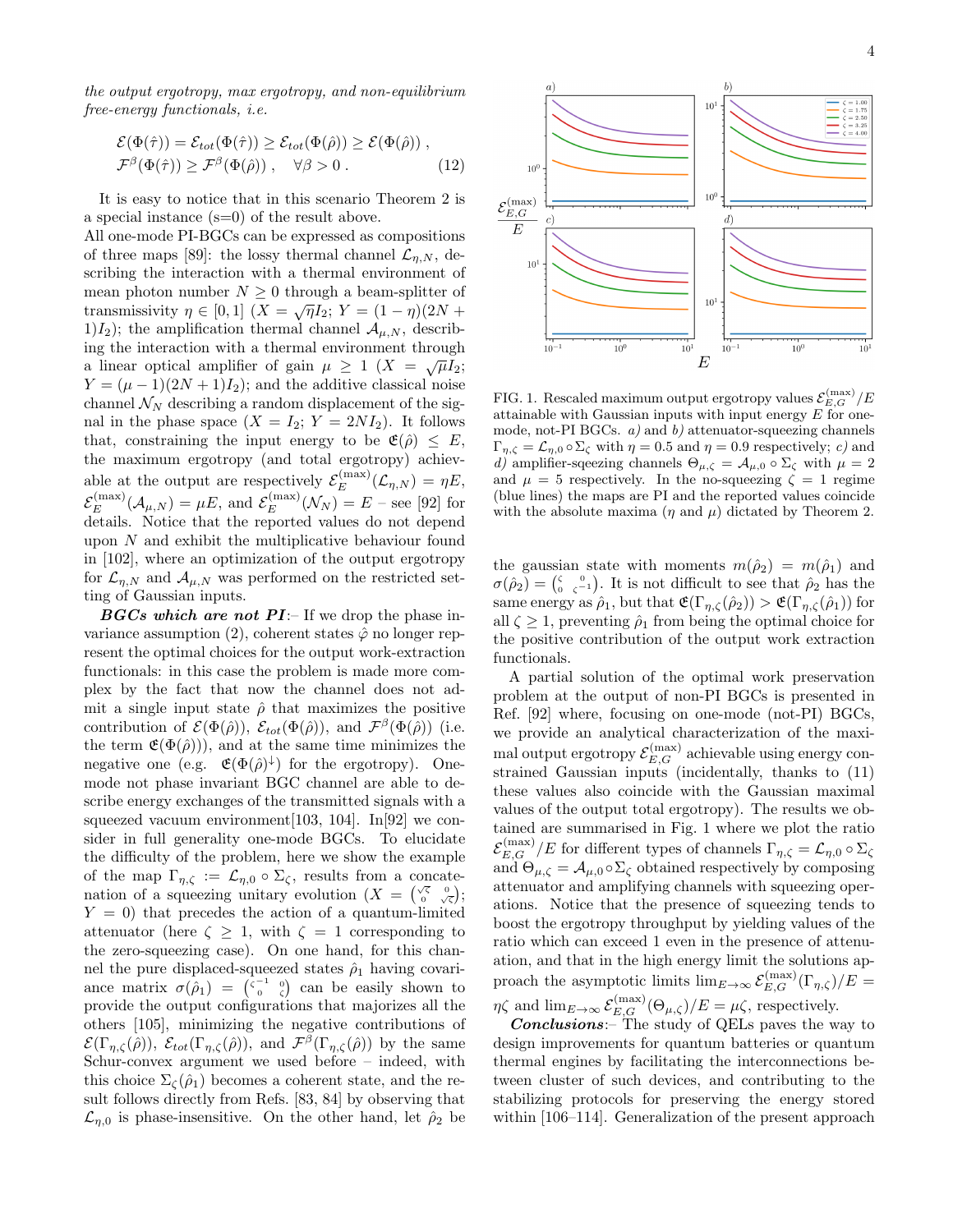*the output ergotropy, max ergotropy, and non-equilibrium free-energy functionals, i.e.*

$$\mathcal{E}(\Phi(\hat{\tau})) = \mathcal{E}_{tot}(\Phi(\hat{\tau})) \geq \mathcal{E}_{tot}(\Phi(\hat{\rho})) \geq \mathcal{E}(\Phi(\hat{\rho}))\ ,$$
$$\mathcal{F}^{\beta}(\Phi(\hat{\tau})) \geq \mathcal{F}^{\beta}(\Phi(\hat{\rho}))\ , \quad \forall \beta > 0\ . \tag{12}$$

It is easy to notice that in this scenario Theorem 2 is a special instance (s=0) of the result above.

All one-mode PI-BGCs can be expressed as compositions of three maps [89]: the lossy thermal channel $\mathcal{L}_{\eta,N}$, describing the interaction with a thermal environment of mean photon number $N \geq 0$ through a beam-splitter of transmissivity $\eta \in [0,1]$ ($X = \sqrt{\eta} I_2$; $Y = (1-\eta)(2N+1)I_2$); the amplification thermal channel $\mathcal{A}_{\mu,N}$, describing the interaction with a thermal environment through a linear optical amplifier of gain $\mu \geq 1$ ($X = \sqrt{\mu} I_2$; $Y = (\mu - 1)(2N+1)I_2$); and the additive classical noise channel $\mathcal{N}_N$ describing a random displacement of the signal in the phase space ($X = I_2$; $Y = 2NI_2$). It follows that, constraining the input energy to be $\mathfrak{E}(\hat{\rho}) \leq E$, the maximum ergotropy (and total ergotropy) achievable at the output are respectively $\mathcal{E}^{(\max)}_E(\mathcal{L}_{\eta,N}) = \eta E$, $\mathcal{E}^{(\max)}_E(\mathcal{A}_{\mu,N}) = \mu E$, and $\mathcal{E}^{(\max)}_E(\mathcal{N}_N) = E$ – see [92] for details. Notice that the reported values do not depend upon $N$ and exhibit the multiplicative behaviour found in [102], where an optimization of the output ergotropy for $\mathcal{L}_{\eta,N}$ and $\mathcal{A}_{\mu,N}$ was performed on the restricted setting of Gaussian inputs.

***BGCs which are not PI***:– If we drop the phase invariance assumption (2), coherent states $\hat{\varphi}$ no longer represent the optimal choices for the output work-extraction functionals: in this case the problem is made more complex by the fact that now the channel does not admit a single input state $\hat{\rho}$ that maximizes the positive contribution of $\mathcal{E}(\Phi(\hat{\rho}))$, $\mathcal{E}_{tot}(\Phi(\hat{\rho}))$, and $\mathcal{F}^{\beta}(\Phi(\hat{\rho}))$ (i.e. the term $\mathfrak{E}(\Phi(\hat{\rho}))$), and at the same time minimizes the negative one (e.g. $\mathfrak{E}(\Phi(\hat{\rho})^{\downarrow})$ for the ergotropy). One-mode not phase invariant BGC channel are able to describe energy exchanges of the transmitted signals with a squeezed vacuum environment[103, 104]. In[92] we consider in full generality one-mode BGCs. To elucidate the difficulty of the problem, here we show the example of the map $\Gamma_{\eta,\zeta} := \mathcal{L}_{\eta,0} \circ \Sigma_{\zeta}$, results from a concatenation of a squeezing unitary evolution ($X = \begin{pmatrix} \sqrt{\zeta} & 0 \\ 0 & \sqrt{\zeta} \end{pmatrix}$; $Y = 0$) that precedes the action of a quantum-limited attenuator (here $\zeta \geq 1$, with $\zeta = 1$ corresponding to the zero-squeezing case). On one hand, for this channel the pure displaced-squeezed states $\hat{\rho}_1$ having covariance matrix $\sigma(\hat{\rho}_1) = \begin{pmatrix} \zeta^{-1} & 0 \\ 0 & \zeta \end{pmatrix}$ can be easily shown to provide the output configurations that majorizes all the others [105], minimizing the negative contributions of $\mathcal{E}(\Gamma_{\eta,\zeta}(\hat{\rho}))$, $\mathcal{E}_{tot}(\Gamma_{\eta,\zeta}(\hat{\rho}))$, and $\mathcal{F}^{\beta}(\Gamma_{\eta,\zeta}(\hat{\rho}))$ by the same Schur-convex argument we used before – indeed, with this choice $\Sigma_{\zeta}(\hat{\rho}_1)$ becomes a coherent state, and the result follows directly from Refs. [83, 84] by observing that $\mathcal{L}_{\eta,0}$ is phase-insensitive. On the other hand, let $\hat{\rho}_2$ be the gaussian state with moments $m(\hat{\rho}_2) = m(\hat{\rho}_1)$ and $\sigma(\hat{\rho}_2) = \begin{pmatrix} \zeta & 0 \\ 0 & \zeta^{-1} \end{pmatrix}$. It is not difficult to see that $\hat{\rho}_2$ has the same energy as $\hat{\rho}_1$, but that $\mathfrak{E}(\Gamma_{\eta,\zeta}(\hat{\rho}_2)) > \mathfrak{E}(\Gamma_{\eta,\zeta}(\hat{\rho}_1))$ for all $\zeta \geq 1$, preventing $\hat{\rho}_1$ from being the optimal choice for the positive contribution of the output work extraction functionals.

FIG. 1. Rescaled maximum output ergotropy values $\mathcal{E}^{(\max)}_{E,G}/E$ attainable with Gaussian inputs with input energy $E$ for one-mode, not-PI BGCs. *a)* and *b)* attenuator-squeezing channels $\Gamma_{\eta,\zeta} = \mathcal{L}_{\eta,0} \circ \Sigma_{\zeta}$ with $\eta = 0.5$ and $\eta = 0.9$ respectively; *c)* and *d)* amplifier-sqeezing channels $\Theta_{\mu,\zeta} = \mathcal{A}_{\mu,0} \circ \Sigma_{\zeta}$ with $\mu = 2$ and $\mu = 5$ respectively. In the no-squeezing $\zeta = 1$ regime (blue lines) the maps are PI and the reported values coincide with the absolute maxima ($\eta$ and $\mu$) dictated by Theorem 2.

A partial solution of the optimal work preservation problem at the output of non-PI BGCs is presented in Ref. [92] where, focusing on one-mode (not-PI) BGCs, we provide an analytical characterization of the maximal output ergotropy $\mathcal{E}^{(\max)}_{E,G}$ achievable using energy constrained Gaussian inputs (incidentally, thanks to (11) these values also coincide with the Gaussian maximal values of the output total ergotropy). The results we obtained are summarised in Fig. 1 where we plot the ratio $\mathcal{E}^{(\max)}_{E,G}/E$ for different types of channels $\Gamma_{\eta,\zeta} = \mathcal{L}_{\eta,0} \circ \Sigma_{\zeta}$ and $\Theta_{\mu,\zeta} = \mathcal{A}_{\mu,0} \circ \Sigma_{\zeta}$ obtained respectively by composing attenuator and amplifying channels with squeezing operations. Notice that the presence of squeezing tends to boost the ergotropy throughput by yielding values of the ratio which can exceed 1 even in the presence of attenuation, and that in the high energy limit the solutions approach the asymptotic limits $\lim_{E\to\infty} \mathcal{E}^{(\max)}_{E,G}(\Gamma_{\eta,\zeta})/E = \eta\zeta$ and $\lim_{E\to\infty} \mathcal{E}^{(\max)}_{E,G}(\Theta_{\mu,\zeta})/E = \mu\zeta$, respectively.

***Conclusions***:– The study of QELs paves the way to design improvements for quantum batteries or quantum thermal engines by facilitating the interconnections between cluster of such devices, and contributing to the stabilizing protocols for preserving the energy stored within [106–114]. Generalization of the present approach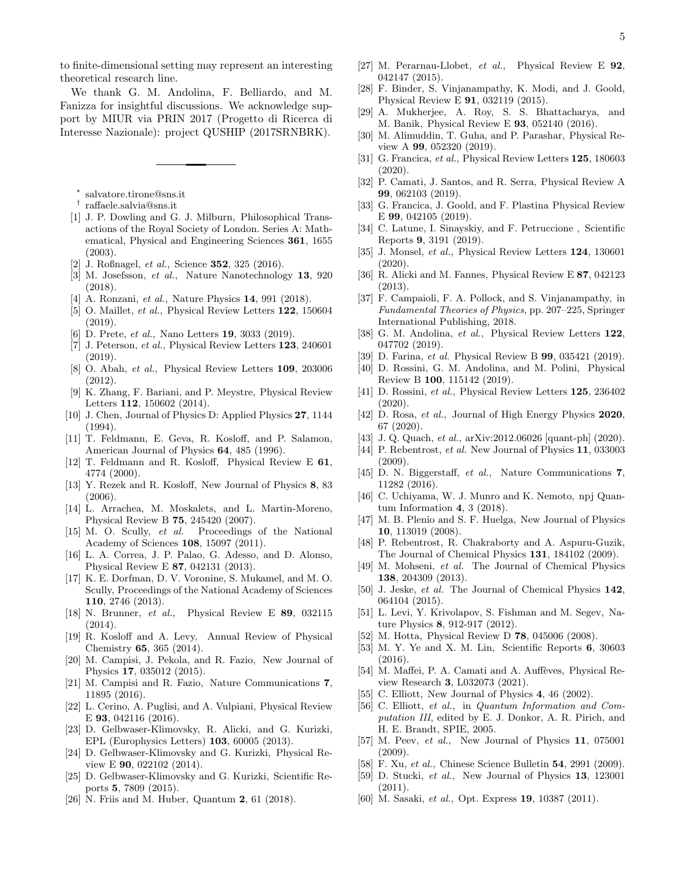to finite-dimensional setting may represent an interesting theoretical research line.

We thank G. M. Andolina, F. Belliardo, and M. Fanizza for insightful discussions. We acknowledge support by MIUR via PRIN 2017 (Progetto di Ricerca di Interesse Nazionale): project QUSHIP (2017SRNBRK).

---

\* salvatore.tirone@sns.it

† raffaele.salvia@sns.it

[1] J. P. Dowling and G. J. Milburn, Philosophical Transactions of the Royal Society of London. Series A: Mathematical, Physical and Engineering Sciences **361**, 1655 (2003).

[2] J. Roßnagel, *et al.*, Science **352**, 325 (2016).

[3] M. Josefsson, *et al.*, Nature Nanotechnology **13**, 920 (2018).

[4] A. Ronzani, *et al.*, Nature Physics **14**, 991 (2018).

[5] O. Maillet, *et al.*, Physical Review Letters **122**, 150604 (2019).

[6] D. Prete, *et al.*, Nano Letters **19**, 3033 (2019).

[7] J. Peterson, *et al.*, Physical Review Letters **123**, 240601 (2019).

[8] O. Abah, *et al.*, Physical Review Letters **109**, 203006 (2012).

[9] K. Zhang, F. Bariani, and P. Meystre, Physical Review Letters **112**, 150602 (2014).

[10] J. Chen, Journal of Physics D: Applied Physics **27**, 1144 (1994).

[11] T. Feldmann, E. Geva, R. Kosloff, and P. Salamon, American Journal of Physics **64**, 485 (1996).

[12] T. Feldmann and R. Kosloff, Physical Review E **61**, 4774 (2000).

[13] Y. Rezek and R. Kosloff, New Journal of Physics **8**, 83 (2006).

[14] L. Arrachea, M. Moskalets, and L. Martin-Moreno, Physical Review B **75**, 245420 (2007).

[15] M. O. Scully, *et al.* Proceedings of the National Academy of Sciences **108**, 15097 (2011).

[16] L. A. Correa, J. P. Palao, G. Adesso, and D. Alonso, Physical Review E **87**, 042131 (2013).

[17] K. E. Dorfman, D. V. Voronine, S. Mukamel, and M. O. Scully, Proceedings of the National Academy of Sciences **110**, 2746 (2013).

[18] N. Brunner, *et al.*, Physical Review E **89**, 032115 (2014).

[19] R. Kosloff and A. Levy, Annual Review of Physical Chemistry **65**, 365 (2014).

[20] M. Campisi, J. Pekola, and R. Fazio, New Journal of Physics **17**, 035012 (2015).

[21] M. Campisi and R. Fazio, Nature Communications **7**, 11895 (2016).

[22] L. Cerino, A. Puglisi, and A. Vulpiani, Physical Review E **93**, 042116 (2016).

[23] D. Gelbwaser-Klimovsky, R. Alicki, and G. Kurizki, EPL (Europhysics Letters) **103**, 60005 (2013).

[24] D. Gelbwaser-Klimovsky and G. Kurizki, Physical Review E **90**, 022102 (2014).

[25] D. Gelbwaser-Klimovsky and G. Kurizki, Scientific Reports **5**, 7809 (2015).

[26] N. Friis and M. Huber, Quantum **2**, 61 (2018).

[27] M. Perarnau-Llobet, *et al.*, Physical Review E **92**, 042147 (2015).

[28] F. Binder, S. Vinjanampathy, K. Modi, and J. Goold, Physical Review E **91**, 032119 (2015).

[29] A. Mukherjee, A. Roy, S. S. Bhattacharya, and M. Banik, Physical Review E **93**, 052140 (2016).

[30] M. Alimuddin, T. Guha, and P. Parashar, Physical Review A **99**, 052320 (2019).

[31] G. Francica, *et al.*, Physical Review Letters **125**, 180603 (2020).

[32] P. Camati, J. Santos, and R. Serra, Physical Review A **99**, 062103 (2019).

[33] G. Francica, J. Goold, and F. Plastina Physical Review E **99**, 042105 (2019).

[34] C. Latune, I. Sinayskiy, and F. Petruccione , Scientific Reports **9**, 3191 (2019).

[35] J. Monsel, *et al.*, Physical Review Letters **124**, 130601 (2020).

[36] R. Alicki and M. Fannes, Physical Review E **87**, 042123 (2013).

[37] F. Campaioli, F. A. Pollock, and S. Vinjanampathy, in *Fundamental Theories of Physics*, pp. 207–225, Springer International Publishing, 2018.

[38] G. M. Andolina, *et al.*, Physical Review Letters **122**, 047702 (2019).

[39] D. Farina, *et al.* Physical Review B **99**, 035421 (2019).

[40] D. Rossini, G. M. Andolina, and M. Polini, Physical Review B **100**, 115142 (2019).

[41] D. Rossini, *et al.*, Physical Review Letters **125**, 236402 (2020).

[42] D. Rosa, *et al.*, Journal of High Energy Physics **2020**, 67 (2020).

[43] J. Q. Quach, *et al.*, arXiv:2012.06026 [quant-ph] (2020).

[44] P. Rebentrost, *et al.* New Journal of Physics **11**, 033003 (2009).

[45] D. N. Biggerstaff, *et al.*, Nature Communications **7**, 11282 (2016).

[46] C. Uchiyama, W. J. Munro and K. Nemoto, npj Quantum Information **4**, 3 (2018).

[47] M. B. Plenio and S. F. Huelga, New Journal of Physics **10**, 113019 (2008).

[48] P. Rebentrost, R. Chakraborty and A. Aspuru-Guzik, The Journal of Chemical Physics **131**, 184102 (2009).

[49] M. Mohseni, *et al.* The Journal of Chemical Physics **138**, 204309 (2013).

[50] J. Jeske, *et al.* The Journal of Chemical Physics **142**, 064104 (2015).

[51] L. Levi, Y. Krivolapov, S. Fishman and M. Segev, Nature Physics **8**, 912-917 (2012).

[52] M. Hotta, Physical Review D **78**, 045006 (2008).

[53] M. Y. Ye and X. M. Lin, Scientific Reports **6**, 30603 (2016).

[54] M. Maffei, P. A. Camati and A. Auffèves, Physical Review Research **3**, L032073 (2021).

[55] C. Elliott, New Journal of Physics **4**, 46 (2002).

[56] C. Elliott, *et al.*, in *Quantum Information and Computation III*, edited by E. J. Donkor, A. R. Pirich, and H. E. Brandt, SPIE, 2005.

[57] M. Peev, *et al.*, New Journal of Physics **11**, 075001 (2009).

[58] F. Xu, *et al.*, Chinese Science Bulletin **54**, 2991 (2009).

[59] D. Stucki, *et al.*, New Journal of Physics **13**, 123001 (2011).

[60] M. Sasaki, *et al.*, Opt. Express **19**, 10387 (2011).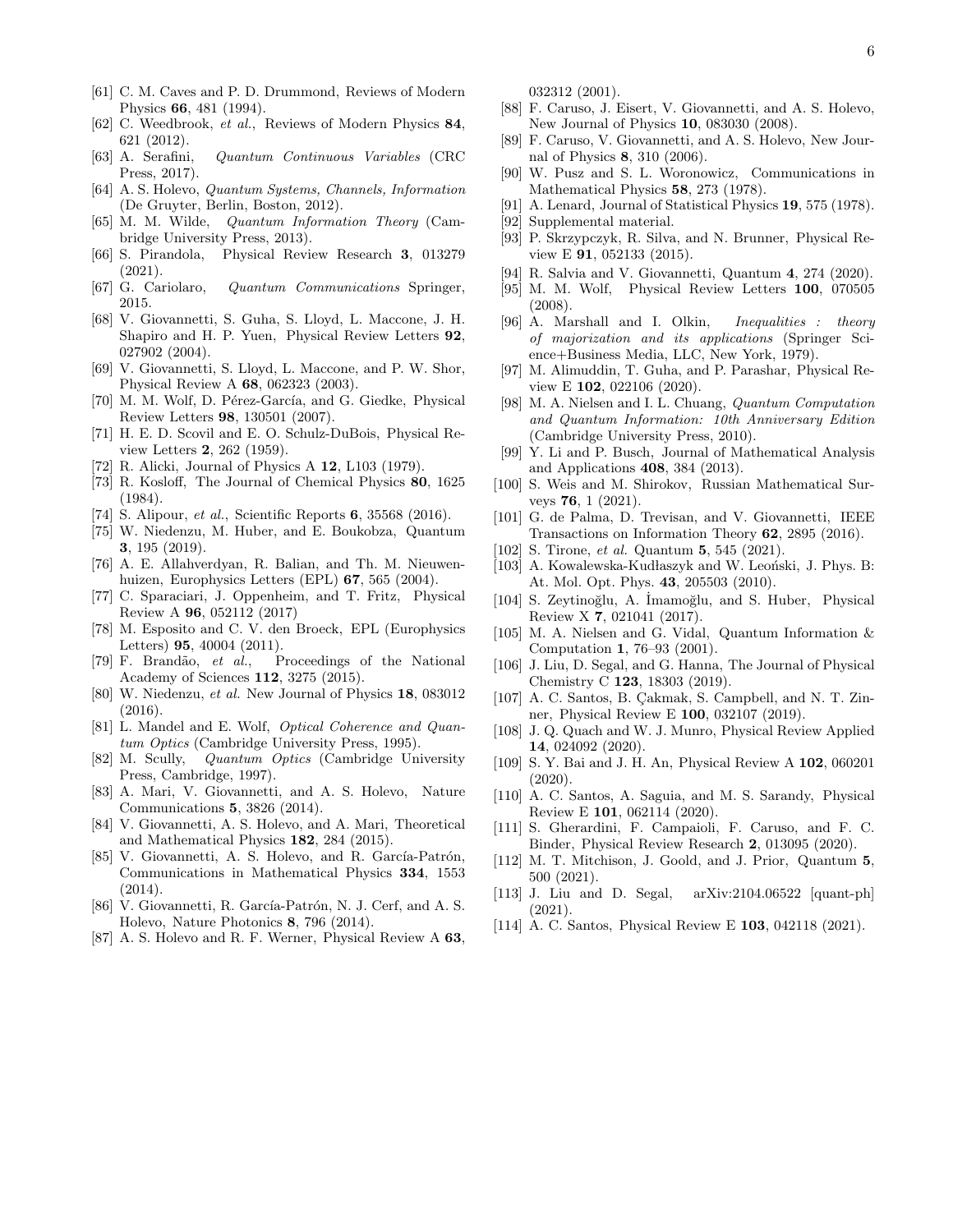[61] C. M. Caves and P. D. Drummond, Reviews of Modern Physics **66**, 481 (1994).

[62] C. Weedbrook, *et al.*, Reviews of Modern Physics **84**, 621 (2012).

[63] A. Serafini, *Quantum Continuous Variables* (CRC Press, 2017).

[64] A. S. Holevo, *Quantum Systems, Channels, Information* (De Gruyter, Berlin, Boston, 2012).

[65] M. M. Wilde, *Quantum Information Theory* (Cambridge University Press, 2013).

[66] S. Pirandola, Physical Review Research **3**, 013279 (2021).

[67] G. Cariolaro, *Quantum Communications* Springer, 2015.

[68] V. Giovannetti, S. Guha, S. Lloyd, L. Maccone, J. H. Shapiro and H. P. Yuen, Physical Review Letters **92**, 027902 (2004).

[69] V. Giovannetti, S. Lloyd, L. Maccone, and P. W. Shor, Physical Review A **68**, 062323 (2003).

[70] M. M. Wolf, D. Pérez-García, and G. Giedke, Physical Review Letters **98**, 130501 (2007).

[71] H. E. D. Scovil and E. O. Schulz-DuBois, Physical Review Letters **2**, 262 (1959).

[72] R. Alicki, Journal of Physics A **12**, L103 (1979).

[73] R. Kosloff, The Journal of Chemical Physics **80**, 1625 (1984).

[74] S. Alipour, *et al.*, Scientific Reports **6**, 35568 (2016).

[75] W. Niedenzu, M. Huber, and E. Boukobza, Quantum **3**, 195 (2019).

[76] A. E. Allahverdyan, R. Balian, and Th. M. Nieuwenhuizen, Europhysics Letters (EPL) **67**, 565 (2004).

[77] C. Sparaciari, J. Oppenheim, and T. Fritz, Physical Review A **96**, 052112 (2017)

[78] M. Esposito and C. V. den Broeck, EPL (Europhysics Letters) **95**, 40004 (2011).

[79] F. Brandão, *et al.*, Proceedings of the National Academy of Sciences **112**, 3275 (2015).

[80] W. Niedenzu, *et al.* New Journal of Physics **18**, 083012 (2016).

[81] L. Mandel and E. Wolf, *Optical Coherence and Quantum Optics* (Cambridge University Press, 1995).

[82] M. Scully, *Quantum Optics* (Cambridge University Press, Cambridge, 1997).

[83] A. Mari, V. Giovannetti, and A. S. Holevo, Nature Communications **5**, 3826 (2014).

[84] V. Giovannetti, A. S. Holevo, and A. Mari, Theoretical and Mathematical Physics **182**, 284 (2015).

[85] V. Giovannetti, A. S. Holevo, and R. García-Patrón, Communications in Mathematical Physics **334**, 1553 (2014).

[86] V. Giovannetti, R. García-Patrón, N. J. Cerf, and A. S. Holevo, Nature Photonics **8**, 796 (2014).

[87] A. S. Holevo and R. F. Werner, Physical Review A **63**, 032312 (2001).

[88] F. Caruso, J. Eisert, V. Giovannetti, and A. S. Holevo, New Journal of Physics **10**, 083030 (2008).

[89] F. Caruso, V. Giovannetti, and A. S. Holevo, New Journal of Physics **8**, 310 (2006).

[90] W. Pusz and S. L. Woronowicz, Communications in Mathematical Physics **58**, 273 (1978).

[91] A. Lenard, Journal of Statistical Physics **19**, 575 (1978).

[92] Supplemental material.

[93] P. Skrzypczyk, R. Silva, and N. Brunner, Physical Review E **91**, 052133 (2015).

[94] R. Salvia and V. Giovannetti, Quantum **4**, 274 (2020).

[95] M. M. Wolf, Physical Review Letters **100**, 070505 (2008).

[96] A. Marshall and I. Olkin, *Inequalities : theory of majorization and its applications* (Springer Science+Business Media, LLC, New York, 1979).

[97] M. Alimuddin, T. Guha, and P. Parashar, Physical Review E **102**, 022106 (2020).

[98] M. A. Nielsen and I. L. Chuang, *Quantum Computation and Quantum Information: 10th Anniversary Edition* (Cambridge University Press, 2010).

[99] Y. Li and P. Busch, Journal of Mathematical Analysis and Applications **408**, 384 (2013).

[100] S. Weis and M. Shirokov, Russian Mathematical Surveys **76**, 1 (2021).

[101] G. de Palma, D. Trevisan, and V. Giovannetti, IEEE Transactions on Information Theory **62**, 2895 (2016).

[102] S. Tirone, *et al.* Quantum **5**, 545 (2021).

[103] A. Kowalewska-Kudłaszyk and W. Leoński, J. Phys. B: At. Mol. Opt. Phys. **43**, 205503 (2010).

[104] S. Zeytinoğlu, A. İmamoğlu, and S. Huber, Physical Review X **7**, 021041 (2017).

[105] M. A. Nielsen and G. Vidal, Quantum Information & Computation **1**, 76–93 (2001).

[106] J. Liu, D. Segal, and G. Hanna, The Journal of Physical Chemistry C **123**, 18303 (2019).

[107] A. C. Santos, B. Çakmak, S. Campbell, and N. T. Zinner, Physical Review E **100**, 032107 (2019).

[108] J. Q. Quach and W. J. Munro, Physical Review Applied **14**, 024092 (2020).

[109] S. Y. Bai and J. H. An, Physical Review A **102**, 060201 (2020).

[110] A. C. Santos, A. Saguia, and M. S. Sarandy, Physical Review E **101**, 062114 (2020).

[111] S. Gherardini, F. Campaioli, F. Caruso, and F. C. Binder, Physical Review Research **2**, 013095 (2020).

[112] M. T. Mitchison, J. Goold, and J. Prior, Quantum **5**, 500 (2021).

[113] J. Liu and D. Segal, arXiv:2104.06522 [quant-ph] (2021).

[114] A. C. Santos, Physical Review E **103**, 042118 (2021).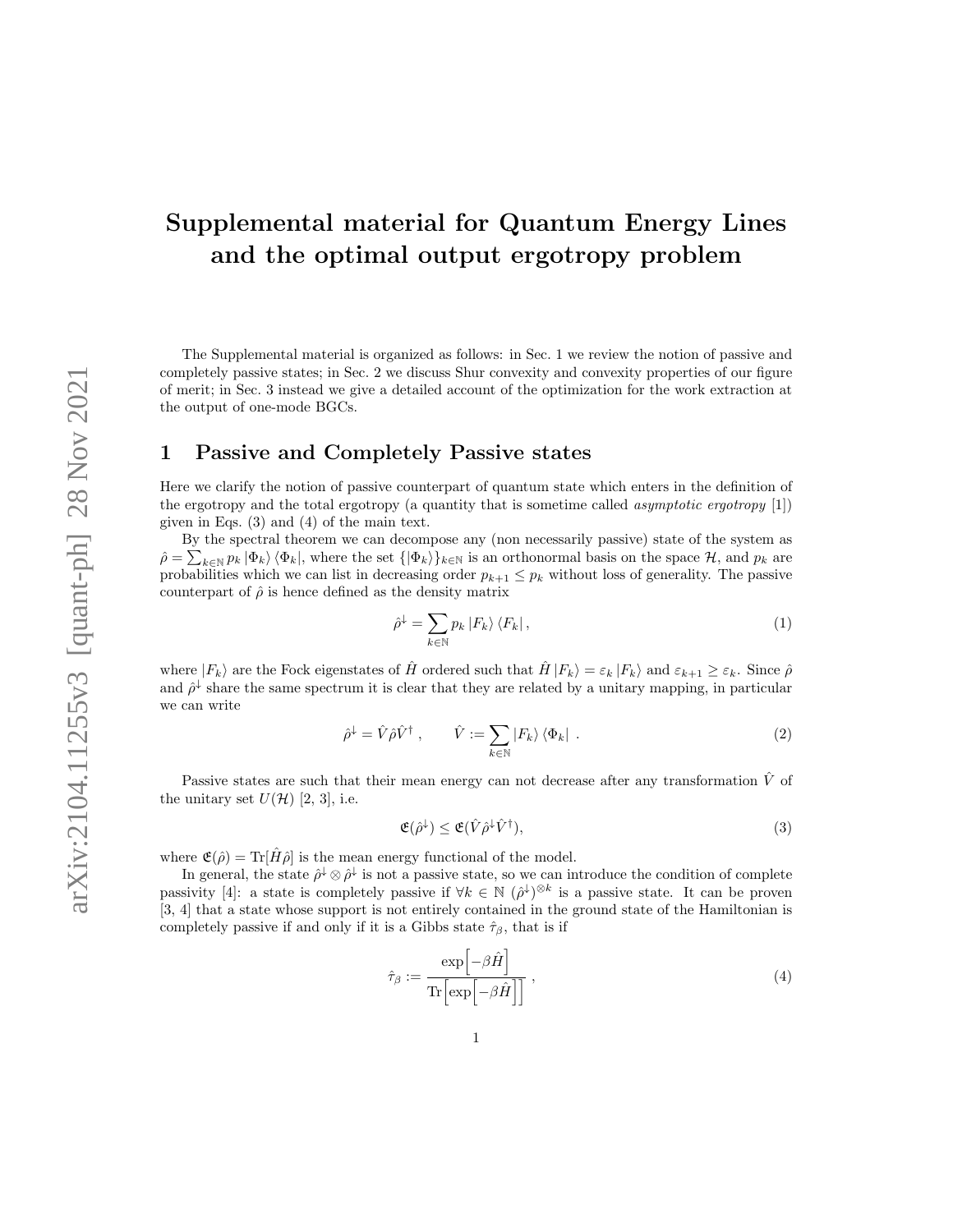# Supplemental material for Quantum Energy Lines and the optimal output ergotropy problem

The Supplemental material is organized as follows: in Sec. 1 we review the notion of passive and completely passive states; in Sec. 2 we discuss Shur convexity and convexity properties of our figure of merit; in Sec. 3 instead we give a detailed account of the optimization for the work extraction at the output of one-mode BGCs.

## 1 Passive and Completely Passive states

Here we clarify the notion of passive counterpart of quantum state which enters in the definition of the ergotropy and the total ergotropy (a quantity that is sometime called *asymptotic ergotropy* [1]) given in Eqs. (3) and (4) of the main text.

By the spectral theorem we can decompose any (non necessarily passive) state of the system as $\hat{\rho} = \sum_{k\in\mathbb{N}} p_k |\Phi_k\rangle \langle\Phi_k|$, where the set $\{|\Phi_k\rangle\}_{k\in\mathbb{N}}$ is an orthonormal basis on the space $\mathcal{H}$, and $p_k$ are probabilities which we can list in decreasing order $p_{k+1} \leq p_k$ without loss of generality. The passive counterpart of $\hat{\rho}$ is hence defined as the density matrix

$$\hat{\rho}^{\downarrow} = \sum_{k\in\mathbb{N}} p_k |F_k\rangle \langle F_k| , \tag{1}$$

where $|F_k\rangle$ are the Fock eigenstates of $\hat{H}$ ordered such that $\hat{H}|F_k\rangle = \varepsilon_k |F_k\rangle$ and $\varepsilon_{k+1} \geq \varepsilon_k$. Since $\hat{\rho}$ and $\hat{\rho}^{\downarrow}$ share the same spectrum it is clear that they are related by a unitary mapping, in particular we can write

$$\hat{\rho}^{\downarrow} = \hat{V}\hat{\rho}\hat{V}^{\dagger} , \qquad \hat{V} := \sum_{k\in\mathbb{N}} |F_k\rangle \langle\Phi_k| \ . \tag{2}$$

Passive states are such that their mean energy can not decrease after any transformation $\hat{V}$ of the unitary set $U(\mathcal{H})$ [2, 3], i.e.

$$\mathfrak{E}(\hat{\rho}^{\downarrow}) \leq \mathfrak{E}(\hat{V}\hat{\rho}^{\downarrow}\hat{V}^{\dagger}), \tag{3}$$

where $\mathfrak{E}(\hat{\rho}) = \mathrm{Tr}[\hat{H}\hat{\rho}]$ is the mean energy functional of the model.

In general, the state $\hat{\rho}^{\downarrow} \otimes \hat{\rho}^{\downarrow}$ is not a passive state, so we can introduce the condition of complete passivity [4]: a state is completely passive if $\forall k \in \mathbb{N}$ $(\hat{\rho}^{\downarrow})^{\otimes k}$ is a passive state. It can be proven [3, 4] that a state whose support is not entirely contained in the ground state of the Hamiltonian is completely passive if and only if it is a Gibbs state $\hat{\tau}_{\beta}$, that is if

$$\hat{\tau}_{\beta} := \frac{\exp\left[-\beta\hat{H}\right]}{\mathrm{Tr}\left[\exp\left[-\beta\hat{H}\right]\right]} , \tag{4}$$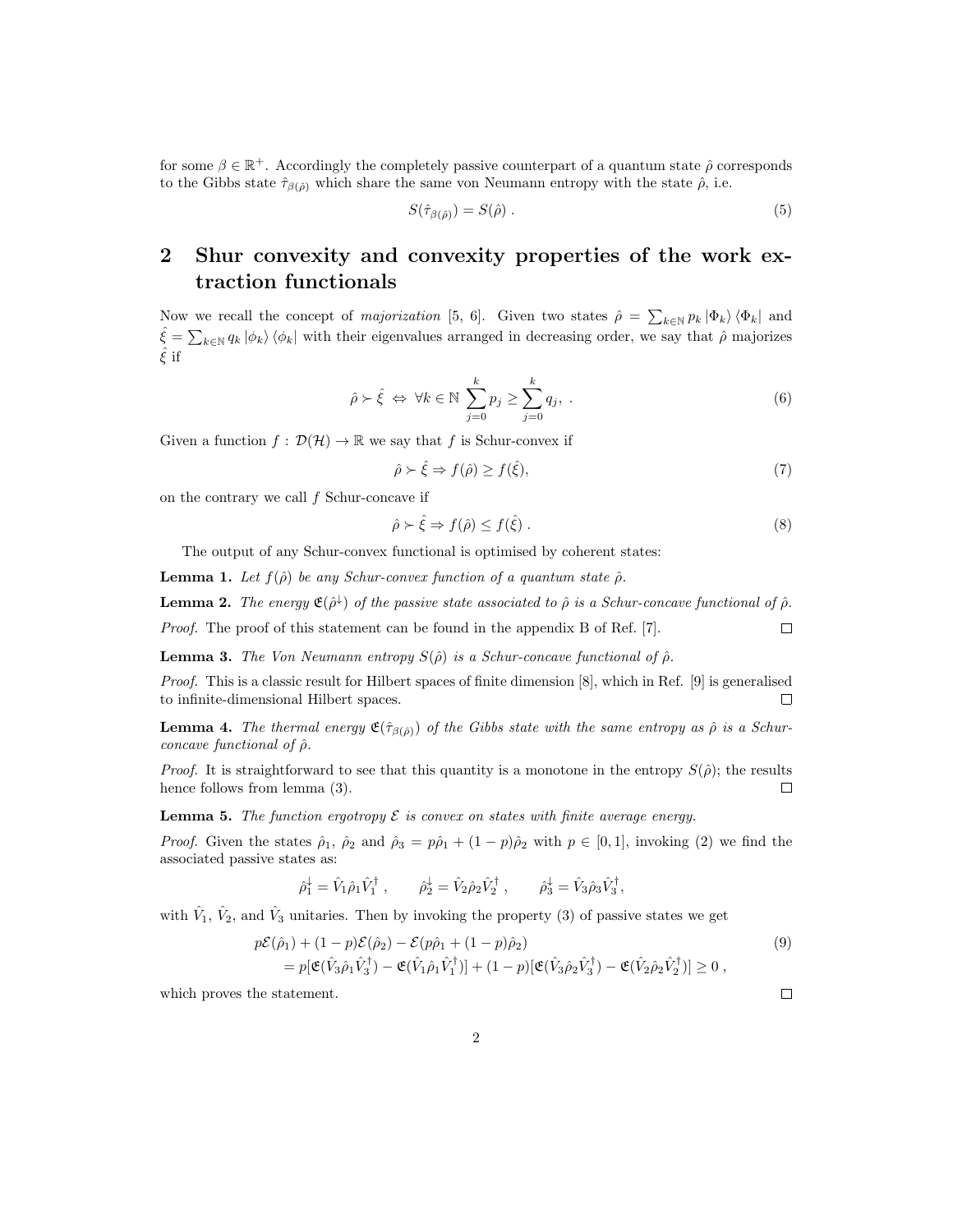for some $\beta \in \mathbb{R}^+$. Accordingly the completely passive counterpart of a quantum state $\hat{\rho}$ corresponds to the Gibbs state $\hat{\tau}_{\beta(\hat{\rho})}$ which share the same von Neumann entropy with the state $\hat{\rho}$, i.e.

$$S(\hat{\tau}_{\beta(\hat{\rho})}) = S(\hat{\rho}) \; . \tag{5}$$

## 2 Shur convexity and convexity properties of the work extraction functionals

Now we recall the concept of *majorization* [5, 6]. Given two states $\hat{\rho} = \sum_{k\in\mathbb{N}} p_k \left|\Phi_k\right\rangle\left\langle\Phi_k\right|$ and $\hat{\xi} = \sum_{k\in\mathbb{N}} q_k \left|\phi_k\right\rangle\left\langle\phi_k\right|$ with their eigenvalues arranged in decreasing order, we say that $\hat{\rho}$ majorizes $\hat{\xi}$ if

$$\hat{\rho} \succ \hat{\xi} \;\Leftrightarrow\; \forall k \in \mathbb{N} \; \sum_{j=0}^{k} p_j \geq \sum_{j=0}^{k} q_j, \; . \tag{6}$$

Given a function $f : \mathcal{D}(\mathcal{H}) \to \mathbb{R}$ we say that $f$ is Schur-convex if

$$\hat{\rho} \succ \hat{\xi} \Rightarrow f(\hat{\rho}) \geq f(\hat{\xi}), \tag{7}$$

on the contrary we call $f$ Schur-concave if

$$\hat{\rho} \succ \hat{\xi} \Rightarrow f(\hat{\rho}) \leq f(\hat{\xi}) \; . \tag{8}$$

The output of any Schur-convex functional is optimised by coherent states:

**Lemma 1.** *Let $f(\hat{\rho})$ be any Schur-convex function of a quantum state $\hat{\rho}$.*

**Lemma 2.** *The energy $\mathfrak{E}(\hat{\rho}^{\downarrow})$ of the passive state associated to $\hat{\rho}$ is a Schur-concave functional of $\hat{\rho}$.*

*Proof.* The proof of this statement can be found in the appendix B of Ref. [7]. □

**Lemma 3.** *The Von Neumann entropy $S(\hat{\rho})$ is a Schur-concave functional of $\hat{\rho}$.*

*Proof.* This is a classic result for Hilbert spaces of finite dimension [8], which in Ref. [9] is generalised to infinite-dimensional Hilbert spaces. □

**Lemma 4.** *The thermal energy $\mathfrak{E}(\hat{\tau}_{\beta(\hat{\rho})})$ of the Gibbs state with the same entropy as $\hat{\rho}$ is a Schur-concave functional of $\hat{\rho}$.*

*Proof.* It is straightforward to see that this quantity is a monotone in the entropy $S(\hat{\rho})$; the results hence follows from lemma (3). □

**Lemma 5.** *The function ergotropy $\mathcal{E}$ is convex on states with finite average energy.*

*Proof.* Given the states $\hat{\rho}_1$, $\hat{\rho}_2$ and $\hat{\rho}_3 = p\hat{\rho}_1 + (1-p)\hat{\rho}_2$ with $p \in [0, 1]$, invoking (2) we find the associated passive states as:

$$\hat{\rho}_1^{\downarrow} = \hat{V}_1 \hat{\rho}_1 \hat{V}_1^{\dagger} \; , \qquad \hat{\rho}_2^{\downarrow} = \hat{V}_2 \hat{\rho}_2 \hat{V}_2^{\dagger} \; , \qquad \hat{\rho}_3^{\downarrow} = \hat{V}_3 \hat{\rho}_3 \hat{V}_3^{\dagger},$$

with $\hat{V}_1$, $\hat{V}_2$, and $\hat{V}_3$ unitaries. Then by invoking the property (3) of passive states we get

$$\begin{aligned}
&p\mathcal{E}(\hat{\rho}_1) + (1-p)\mathcal{E}(\hat{\rho}_2) - \mathcal{E}(p\hat{\rho}_1 + (1-p)\hat{\rho}_2) \\
&\quad = p[\mathfrak{E}(\hat{V}_3\hat{\rho}_1\hat{V}_3^{\dagger}) - \mathfrak{E}(\hat{V}_1\hat{\rho}_1\hat{V}_1^{\dagger})] + (1-p)[\mathfrak{E}(\hat{V}_3\hat{\rho}_2\hat{V}_3^{\dagger}) - \mathfrak{E}(\hat{V}_2\hat{\rho}_2\hat{V}_2^{\dagger})] \geq 0 \; ,
\end{aligned} \tag{9}$$

which proves the statement. □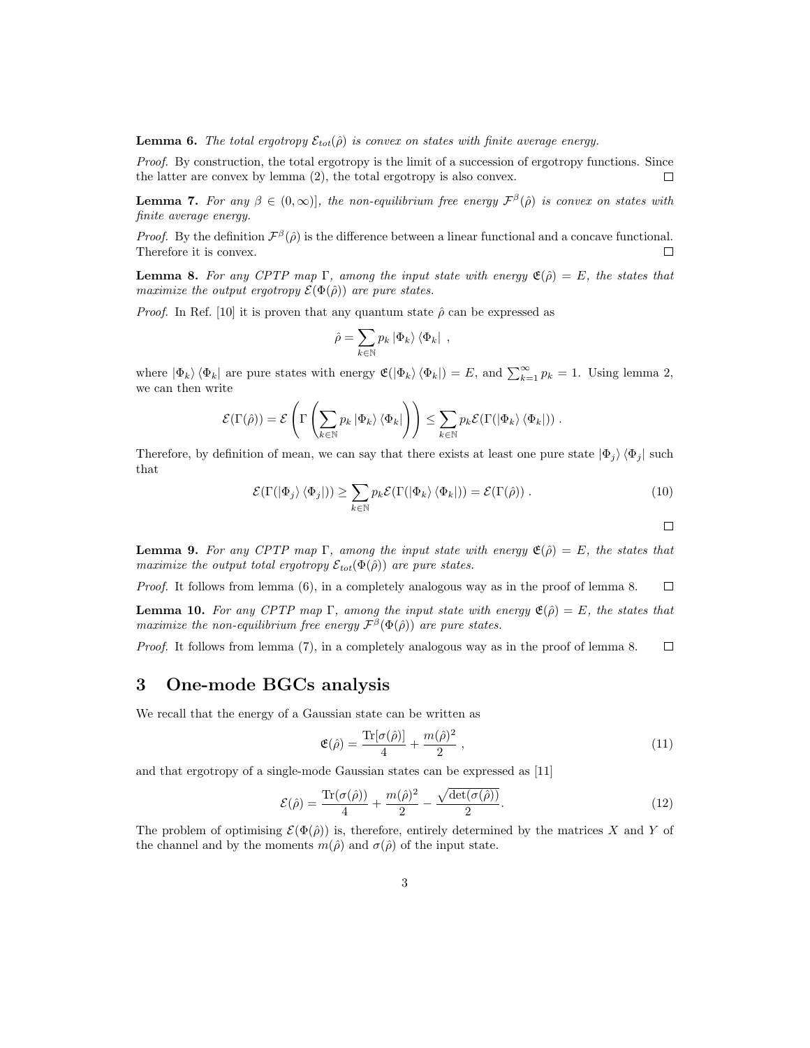**Lemma 6.** *The total ergotropy $\mathcal{E}_{tot}(\hat{\rho})$ is convex on states with finite average energy.*

*Proof.* By construction, the total ergotropy is the limit of a succession of ergotropy functions. Since the latter are convex by lemma (2), the total ergotropy is also convex. $\square$

**Lemma 7.** *For any $\beta \in (0, \infty)]$, the non-equilibrium free energy $\mathcal{F}^{\beta}(\hat{\rho})$ is convex on states with finite average energy.*

*Proof.* By the definition $\mathcal{F}^{\beta}(\hat{\rho})$ is the difference between a linear functional and a concave functional. Therefore it is convex. $\square$

**Lemma 8.** *For any CPTP map $\Gamma$, among the input state with energy $\mathfrak{E}(\hat{\rho}) = E$, the states that maximize the output ergotropy $\mathcal{E}(\Phi(\hat{\rho}))$ are pure states.*

*Proof.* In Ref. [10] it is proven that any quantum state $\hat{\rho}$ can be expressed as

$$\hat{\rho} = \sum_{k \in \mathbb{N}} p_k \left|\Phi_k\right\rangle \left\langle\Phi_k\right| ,$$

where $\left|\Phi_k\right\rangle \left\langle\Phi_k\right|$ are pure states with energy $\mathfrak{E}(\left|\Phi_k\right\rangle \left\langle\Phi_k\right|) = E$, and $\sum_{k=1}^{\infty} p_k = 1$. Using lemma 2, we can then write

$$\mathcal{E}(\Gamma(\hat{\rho})) = \mathcal{E}\left(\Gamma\left(\sum_{k \in \mathbb{N}} p_k \left|\Phi_k\right\rangle \left\langle\Phi_k\right|\right)\right) \leq \sum_{k \in \mathbb{N}} p_k \mathcal{E}(\Gamma(\left|\Phi_k\right\rangle \left\langle\Phi_k\right|)) .$$

Therefore, by definition of mean, we can say that there exists at least one pure state $\left|\Phi_j\right\rangle \left\langle\Phi_j\right|$ such that

$$\mathcal{E}(\Gamma(\left|\Phi_j\right\rangle \left\langle\Phi_j\right|)) \geq \sum_{k \in \mathbb{N}} p_k \mathcal{E}(\Gamma(\left|\Phi_k\right\rangle \left\langle\Phi_k\right|)) = \mathcal{E}(\Gamma(\hat{\rho})) . \tag{10}$$

$\square$

**Lemma 9.** *For any CPTP map $\Gamma$, among the input state with energy $\mathfrak{E}(\hat{\rho}) = E$, the states that maximize the output total ergotropy $\mathcal{E}_{tot}(\Phi(\hat{\rho}))$ are pure states.*

*Proof.* It follows from lemma (6), in a completely analogous way as in the proof of lemma 8. $\square$

**Lemma 10.** *For any CPTP map $\Gamma$, among the input state with energy $\mathfrak{E}(\hat{\rho}) = E$, the states that maximize the non-equilibrium free energy $\mathcal{F}^{\beta}(\Phi(\hat{\rho}))$ are pure states.*

*Proof.* It follows from lemma (7), in a completely analogous way as in the proof of lemma 8. $\square$

# 3 One-mode BGCs analysis

We recall that the energy of a Gaussian state can be written as

$$\mathfrak{E}(\hat{\rho}) = \frac{\mathrm{Tr}[\sigma(\hat{\rho})]}{4} + \frac{m(\hat{\rho})^2}{2} , \tag{11}$$

and that ergotropy of a single-mode Gaussian states can be expressed as [11]

$$\mathcal{E}(\hat{\rho}) = \frac{\mathrm{Tr}(\sigma(\hat{\rho}))}{4} + \frac{m(\hat{\rho})^2}{2} - \frac{\sqrt{\det(\sigma(\hat{\rho}))}}{2}. \tag{12}$$

The problem of optimising $\mathcal{E}(\Phi(\hat{\rho}))$ is, therefore, entirely determined by the matrices $X$ and $Y$ of the channel and by the moments $m(\hat{\rho})$ and $\sigma(\hat{\rho})$ of the input state.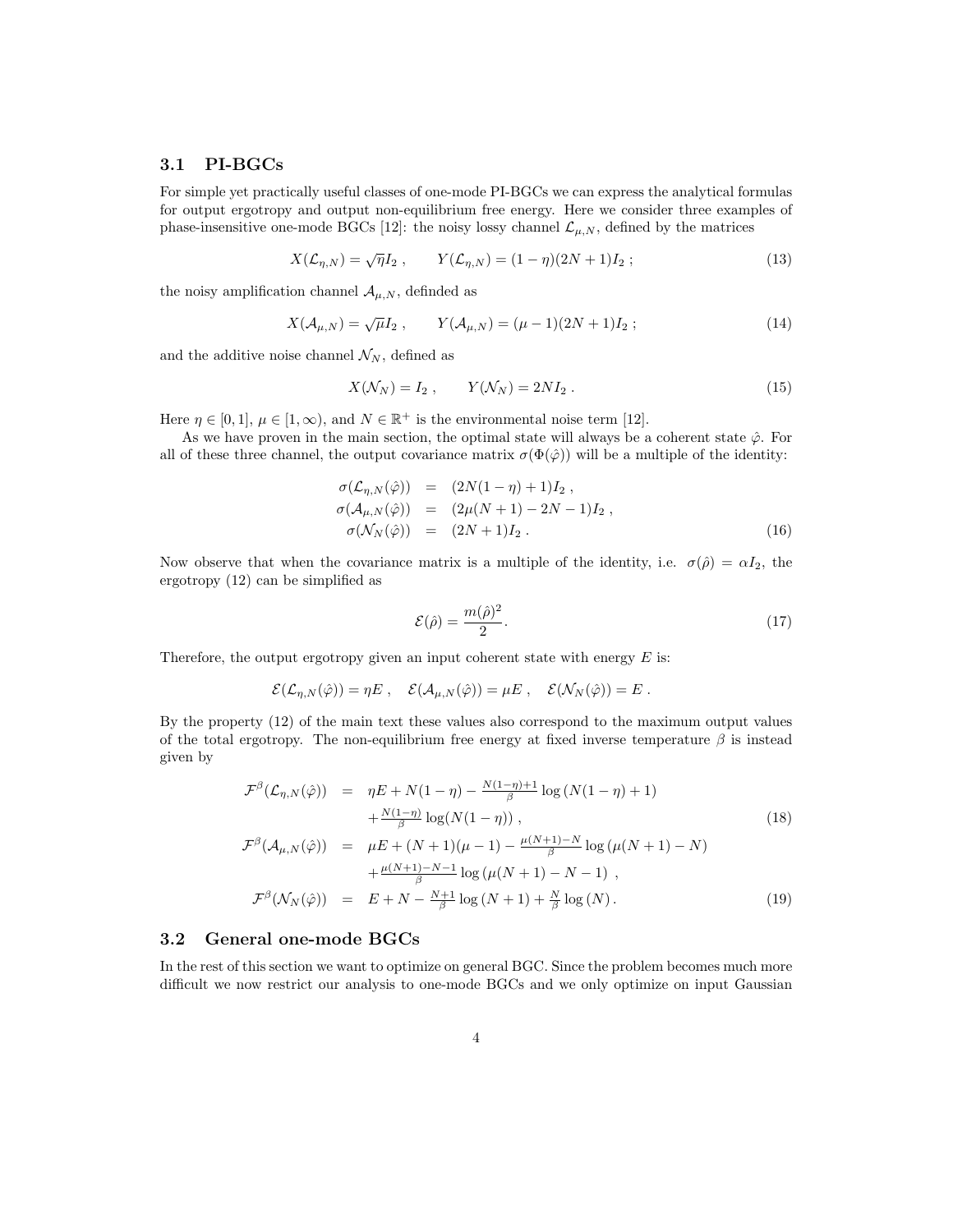### 3.1 PI-BGCs

For simple yet practically useful classes of one-mode PI-BGCs we can express the analytical formulas for output ergotropy and output non-equilibrium free energy. Here we consider three examples of phase-insensitive one-mode BGCs [12]: the noisy lossy channel $\mathcal{L}_{\mu,N}$, defined by the matrices

$$X(\mathcal{L}_{\eta,N}) = \sqrt{\eta} I_2 \ , \qquad Y(\mathcal{L}_{\eta,N}) = (1-\eta)(2N+1) I_2 \ ; \tag{13}$$

the noisy amplification channel $\mathcal{A}_{\mu,N}$, definded as

$$X(\mathcal{A}_{\mu,N}) = \sqrt{\mu} I_2 \ , \qquad Y(\mathcal{A}_{\mu,N}) = (\mu-1)(2N+1) I_2 \ ; \tag{14}$$

and the additive noise channel $\mathcal{N}_N$, defined as

$$X(\mathcal{N}_N) = I_2 \ , \qquad Y(\mathcal{N}_N) = 2N I_2 \ . \tag{15}$$

Here $\eta \in [0,1]$, $\mu \in [1,\infty)$, and $N \in \mathbb{R}^+$ is the environmental noise term [12].

As we have proven in the main section, the optimal state will always be a coherent state $\hat{\varphi}$. For all of these three channel, the output covariance matrix $\sigma(\Phi(\hat{\varphi}))$ will be a multiple of the identity:

$$\begin{aligned}
\sigma(\mathcal{L}_{\eta,N}(\hat{\varphi})) &= (2N(1-\eta)+1) I_2 \ , \\
\sigma(\mathcal{A}_{\mu,N}(\hat{\varphi})) &= (2\mu(N+1) - 2N - 1) I_2 \ , \\
\sigma(\mathcal{N}_N(\hat{\varphi})) &= (2N+1) I_2 \ .
\end{aligned} \tag{16}$$

Now observe that when the covariance matrix is a multiple of the identity, i.e. $\sigma(\hat{\rho}) = \alpha I_2$, the ergotropy (12) can be simplified as

$$\mathcal{E}(\hat{\rho}) = \frac{m(\hat{\rho})^2}{2}. \tag{17}$$

Therefore, the output ergotropy given an input coherent state with energy $E$ is:

$$\mathcal{E}(\mathcal{L}_{\eta,N}(\hat{\varphi})) = \eta E \ , \quad \mathcal{E}(\mathcal{A}_{\mu,N}(\hat{\varphi})) = \mu E \ , \quad \mathcal{E}(\mathcal{N}_N(\hat{\varphi})) = E \ .$$

By the property (12) of the main text these values also correspond to the maximum output values of the total ergotropy. The non-equilibrium free energy at fixed inverse temperature $\beta$ is instead given by

$$\begin{aligned}
\mathcal{F}^\beta(\mathcal{L}_{\eta,N}(\hat{\varphi})) &= \eta E + N(1-\eta) - \tfrac{N(1-\eta)+1}{\beta} \log\left(N(1-\eta)+1\right) \\
&\quad + \tfrac{N(1-\eta)}{\beta} \log(N(1-\eta)) \ , \qquad (18) \\
\mathcal{F}^\beta(\mathcal{A}_{\mu,N}(\hat{\varphi})) &= \mu E + (N+1)(\mu-1) - \tfrac{\mu(N+1)-N}{\beta} \log\left(\mu(N+1)-N\right) \\
&\quad + \tfrac{\mu(N+1)-N-1}{\beta} \log\left(\mu(N+1)-N-1\right) \ , \\
\mathcal{F}^\beta(\mathcal{N}_N(\hat{\varphi})) &= E + N - \tfrac{N+1}{\beta} \log\left(N+1\right) + \tfrac{N}{\beta} \log\left(N\right). \qquad (19)
\end{aligned}$$

### 3.2 General one-mode BGCs

In the rest of this section we want to optimize on general BGC. Since the problem becomes much more difficult we now restrict our analysis to one-mode BGCs and we only optimize on input Gaussian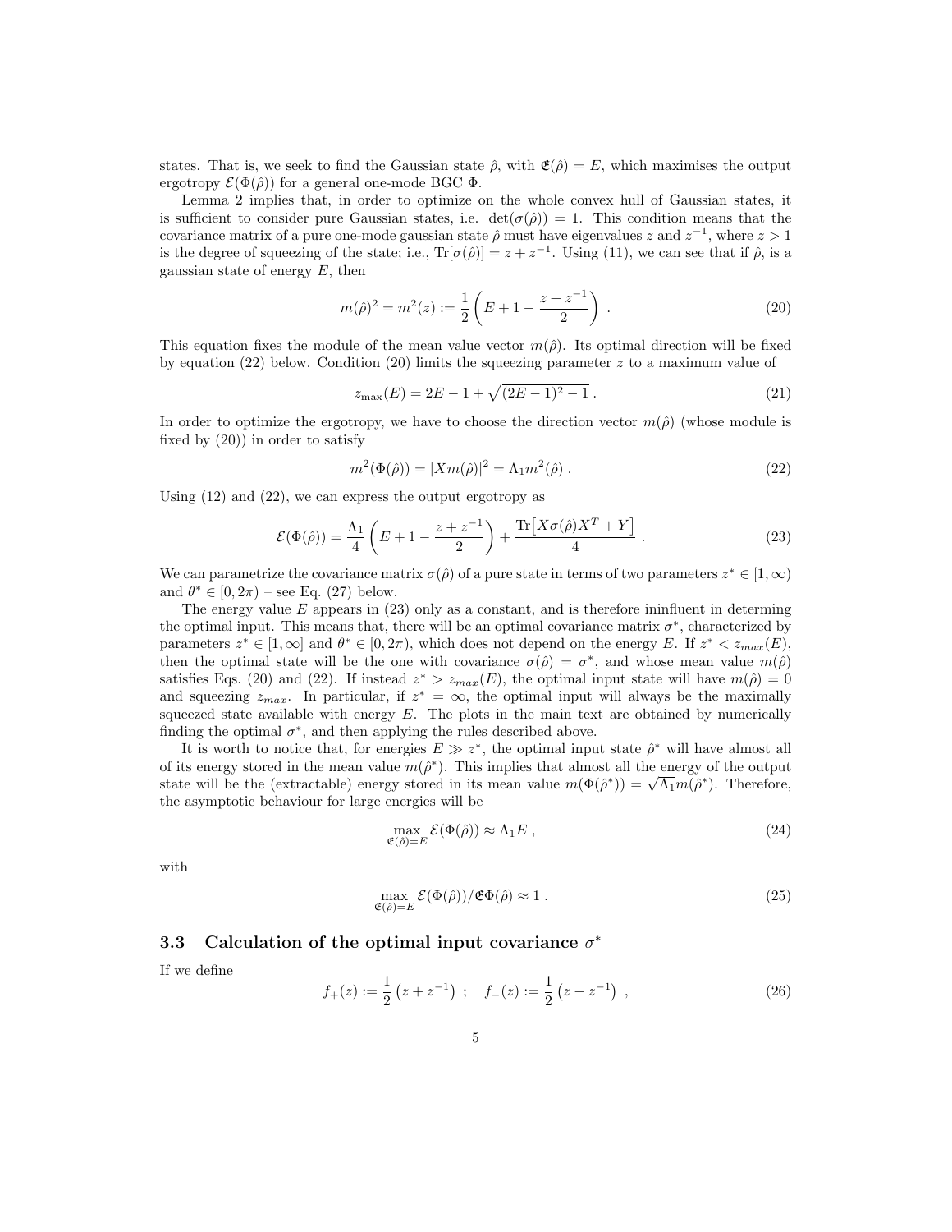states. That is, we seek to find the Gaussian state $\hat{\rho}$, with $\mathfrak{E}(\hat{\rho}) = E$, which maximises the output ergotropy $\mathcal{E}(\Phi(\hat{\rho}))$ for a general one-mode BGC $\Phi$.

Lemma 2 implies that, in order to optimize on the whole convex hull of Gaussian states, it is sufficient to consider pure Gaussian states, i.e. $\det(\sigma(\hat{\rho})) = 1$. This condition means that the covariance matrix of a pure one-mode gaussian state $\hat{\rho}$ must have eigenvalues $z$ and $z^{-1}$, where $z > 1$ is the degree of squeezing of the state; i.e., $\mathrm{Tr}[\sigma(\hat{\rho})] = z + z^{-1}$. Using (11), we can see that if $\hat{\rho}$, is a gaussian state of energy $E$, then

$$m(\hat{\rho})^2 = m^2(z) := \frac{1}{2}\left(E + 1 - \frac{z + z^{-1}}{2}\right) . \tag{20}$$

This equation fixes the module of the mean value vector $m(\hat{\rho})$. Its optimal direction will be fixed by equation (22) below. Condition (20) limits the squeezing parameter $z$ to a maximum value of

$$z_{\max}(E) = 2E - 1 + \sqrt{(2E-1)^2 - 1} . \tag{21}$$

In order to optimize the ergotropy, we have to choose the direction vector $m(\hat{\rho})$ (whose module is fixed by (20)) in order to satisfy

$$m^2(\Phi(\hat{\rho})) = |Xm(\hat{\rho})|^2 = \Lambda_1 m^2(\hat{\rho}) . \tag{22}$$

Using (12) and (22), we can express the output ergotropy as

$$\mathcal{E}(\Phi(\hat{\rho})) = \frac{\Lambda_1}{4}\left(E + 1 - \frac{z + z^{-1}}{2}\right) + \frac{\mathrm{Tr}\left[X\sigma(\hat{\rho})X^T + Y\right]}{4} . \tag{23}$$

We can parametrize the covariance matrix $\sigma(\hat{\rho})$ of a pure state in terms of two parameters $z^* \in [1, \infty)$ and $\theta^* \in [0, 2\pi)$ – see Eq. (27) below.

The energy value $E$ appears in (23) only as a constant, and is therefore ininfluent in determing the optimal input. This means that, there will be an optimal covariance matrix $\sigma^*$, characterized by parameters $z^* \in [1, \infty]$ and $\theta^* \in [0, 2\pi)$, which does not depend on the energy $E$. If $z^* < z_{max}(E)$, then the optimal state will be the one with covariance $\sigma(\hat{\rho}) = \sigma^*$, and whose mean value $m(\hat{\rho})$ satisfies Eqs. (20) and (22). If instead $z^* > z_{max}(E)$, the optimal input state will have $m(\hat{\rho}) = 0$ and squeezing $z_{max}$. In particular, if $z^* = \infty$, the optimal input will always be the maximally squeezed state available with energy $E$. The plots in the main text are obtained by numerically finding the optimal $\sigma^*$, and then applying the rules described above.

It is worth to notice that, for energies $E \gg z^*$, the optimal input state $\hat{\rho}^*$ will have almost all of its energy stored in the mean value $m(\hat{\rho}^*)$. This implies that almost all the energy of the output state will be the (extractable) energy stored in its mean value $m(\Phi(\hat{\rho}^*)) = \sqrt{\Lambda_1} m(\hat{\rho}^*)$. Therefore, the asymptotic behaviour for large energies will be

$$\max_{\mathfrak{E}(\hat{\rho})=E} \mathcal{E}(\Phi(\hat{\rho})) \approx \Lambda_1 E , \tag{24}$$

with

$$\max_{\mathfrak{E}(\hat{\rho})=E} \mathcal{E}(\Phi(\hat{\rho}))/\mathfrak{E}\Phi(\hat{\rho}) \approx 1 . \tag{25}$$

### 3.3 Calculation of the optimal input covariance $\sigma^*$

If we define

$$f_+(z) := \frac{1}{2}\left(z + z^{-1}\right) \; ; \quad f_-(z) := \frac{1}{2}\left(z - z^{-1}\right) , \tag{26}$$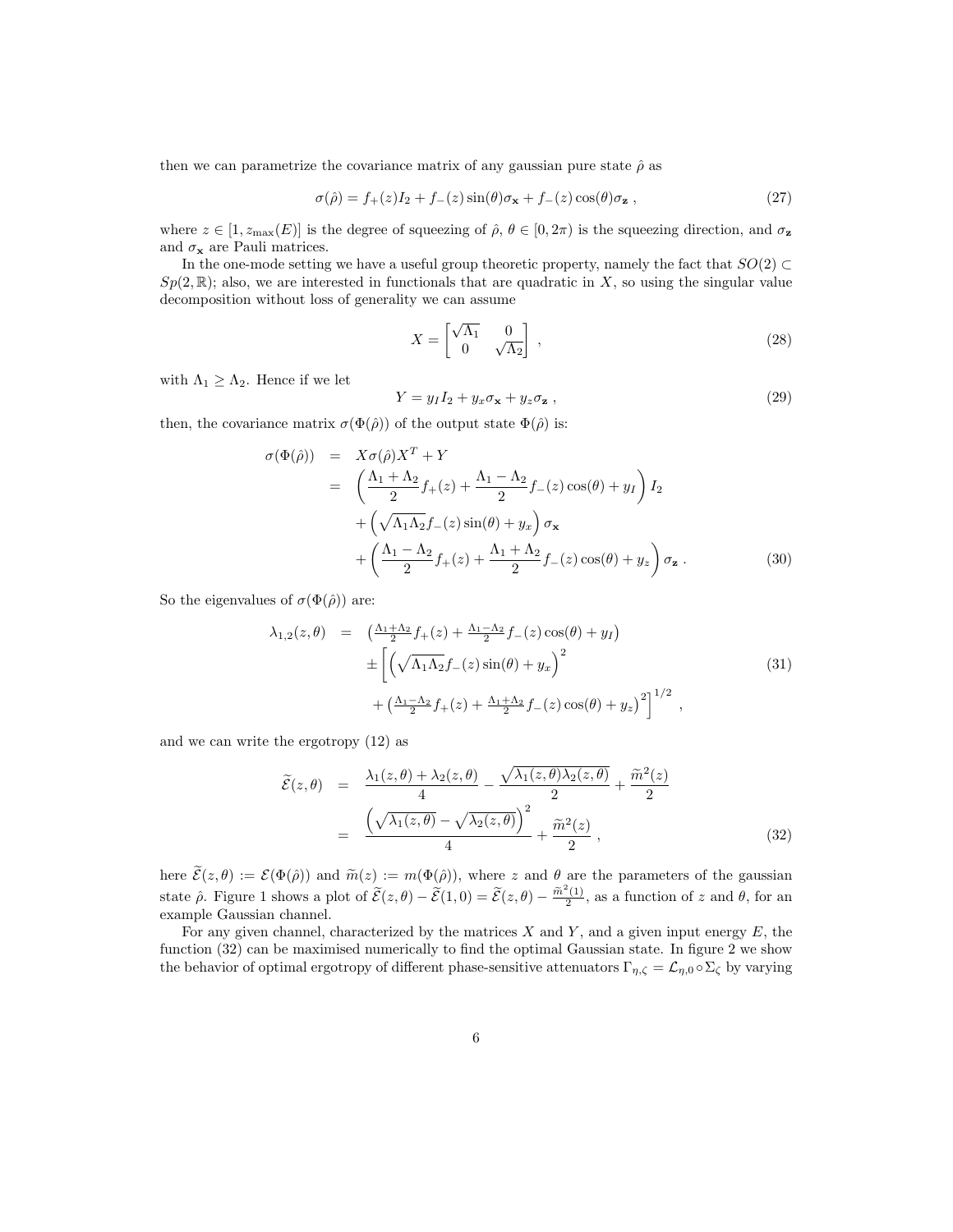then we can parametrize the covariance matrix of any gaussian pure state $\hat{\rho}$ as

$$
\sigma(\hat{\rho}) = f_+(z) I_2 + f_-(z)\sin(\theta)\sigma_{\mathbf{x}} + f_-(z)\cos(\theta)\sigma_{\mathbf{z}} , \tag{27}
$$

where $z \in [1, z_{\max}(E)]$ is the degree of squeezing of $\hat{\rho}$, $\theta \in [0, 2\pi)$ is the squeezing direction, and $\sigma_{\mathbf{z}}$ and $\sigma_{\mathbf{x}}$ are Pauli matrices.

In the one-mode setting we have a useful group theoretic property, namely the fact that $SO(2) \subset Sp(2, \mathbb{R})$; also, we are interested in functionals that are quadratic in $X$, so using the singular value decomposition without loss of generality we can assume

$$
X = \begin{bmatrix} \sqrt{\Lambda_1} & 0 \\ 0 & \sqrt{\Lambda_2} \end{bmatrix} , \tag{28}
$$

with $\Lambda_1 \geq \Lambda_2$. Hence if we let

$$
Y = y_I I_2 + y_x \sigma_{\mathbf{x}} + y_z \sigma_{\mathbf{z}} , \tag{29}
$$

then, the covariance matrix $\sigma(\Phi(\hat{\rho}))$ of the output state $\Phi(\hat{\rho})$ is:

$$
\begin{aligned}
\sigma(\Phi(\hat{\rho})) &= X\sigma(\hat{\rho})X^T + Y \\
&= \left( \frac{\Lambda_1 + \Lambda_2}{2} f_+(z) + \frac{\Lambda_1 - \Lambda_2}{2} f_-(z)\cos(\theta) + y_I \right) I_2 \\
&\quad + \left( \sqrt{\Lambda_1 \Lambda_2} f_-(z)\sin(\theta) + y_x \right) \sigma_{\mathbf{x}} \\
&\quad + \left( \frac{\Lambda_1 - \Lambda_2}{2} f_+(z) + \frac{\Lambda_1 + \Lambda_2}{2} f_-(z)\cos(\theta) + y_z \right) \sigma_{\mathbf{z}} .
\end{aligned} \tag{30}
$$

So the eigenvalues of $\sigma(\Phi(\hat{\rho}))$ are:

$$
\begin{aligned}
\lambda_{1,2}(z,\theta) &= \left( \tfrac{\Lambda_1+\Lambda_2}{2} f_+(z) + \tfrac{\Lambda_1-\Lambda_2}{2} f_-(z)\cos(\theta) + y_I \right) \\
&\quad \pm \left[ \left( \sqrt{\Lambda_1\Lambda_2} f_-(z)\sin(\theta) + y_x \right)^2 \right. \\
&\quad \left. + \left( \tfrac{\Lambda_1-\Lambda_2}{2} f_+(z) + \tfrac{\Lambda_1+\Lambda_2}{2} f_-(z)\cos(\theta) + y_z \right)^2 \right]^{1/2} ,
\end{aligned} \tag{31}
$$

and we can write the ergotropy (12) as

$$
\begin{aligned}
\widetilde{\mathcal{E}}(z,\theta) &= \frac{\lambda_1(z,\theta) + \lambda_2(z,\theta)}{4} - \frac{\sqrt{\lambda_1(z,\theta)\lambda_2(z,\theta)}}{2} + \frac{\widetilde{m}^2(z)}{2} \\
&= \frac{\left( \sqrt{\lambda_1(z,\theta)} - \sqrt{\lambda_2(z,\theta)} \right)^2}{4} + \frac{\widetilde{m}^2(z)}{2} ,
\end{aligned} \tag{32}
$$

here $\widetilde{\mathcal{E}}(z,\theta) := \mathcal{E}(\Phi(\hat{\rho}))$ and $\widetilde{m}(z) := m(\Phi(\hat{\rho}))$, where $z$ and $\theta$ are the parameters of the gaussian state $\hat{\rho}$. Figure 1 shows a plot of $\widetilde{\mathcal{E}}(z,\theta) - \widetilde{\mathcal{E}}(1,0) = \widetilde{\mathcal{E}}(z,\theta) - \frac{\widetilde{m}^2(1)}{2}$, as a function of $z$ and $\theta$, for an example Gaussian channel.

For any given channel, characterized by the matrices $X$ and $Y$, and a given input energy $E$, the function (32) can be maximised numerically to find the optimal Gaussian state. In figure 2 we show the behavior of optimal ergotropy of different phase-sensitive attenuators $\Gamma_{\eta,\zeta} = \mathcal{L}_{\eta,0} \circ \Sigma_\zeta$ by varying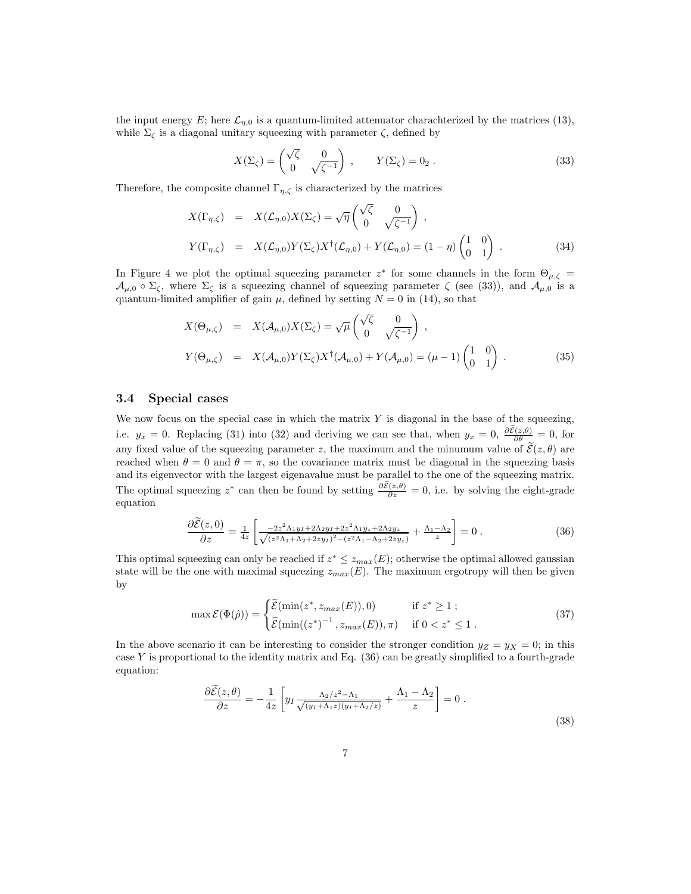the input energy $E$; here $\mathcal{L}_{\eta,0}$ is a quantum-limited attenuator charachterized by the matrices (13), while $\Sigma_\zeta$ is a diagonal unitary squeezing with parameter $\zeta$, defined by

$$X(\Sigma_\zeta) = \begin{pmatrix} \sqrt{\zeta} & 0 \\ 0 & \sqrt{\zeta^{-1}} \end{pmatrix} , \qquad Y(\Sigma_\zeta) = 0_2 \; . \tag{33}$$

Therefore, the composite channel $\Gamma_{\eta,\zeta}$ is characterized by the matrices

$$\begin{aligned} X(\Gamma_{\eta,\zeta}) &= X(\mathcal{L}_{\eta,0})X(\Sigma_\zeta) = \sqrt{\eta}\begin{pmatrix} \sqrt{\zeta} & 0 \\ 0 & \sqrt{\zeta^{-1}} \end{pmatrix} , \\ Y(\Gamma_{\eta,\zeta}) &= X(\mathcal{L}_{\eta,0})Y(\Sigma_\zeta)X^\dagger(\mathcal{L}_{\eta,0}) + Y(\mathcal{L}_{\eta,0}) = (1-\eta)\begin{pmatrix} 1 & 0 \\ 0 & 1 \end{pmatrix} . \end{aligned} \tag{34}$$

In Figure 4 we plot the optimal squeezing parameter $z^*$ for some channels in the form $\Theta_{\mu,\zeta} = \mathcal{A}_{\mu,0} \circ \Sigma_\zeta$, where $\Sigma_\zeta$ is a squeezing channel of squeezing parameter $\zeta$ (see (33)), and $\mathcal{A}_{\mu,0}$ is a quantum-limited amplifier of gain $\mu$, defined by setting $N = 0$ in (14), so that

$$\begin{aligned} X(\Theta_{\mu,\zeta}) &= X(\mathcal{A}_{\mu,0})X(\Sigma_\zeta) = \sqrt{\mu}\begin{pmatrix} \sqrt{\zeta} & 0 \\ 0 & \sqrt{\zeta^{-1}} \end{pmatrix} , \\ Y(\Theta_{\mu,\zeta}) &= X(\mathcal{A}_{\mu,0})Y(\Sigma_\zeta)X^\dagger(\mathcal{A}_{\mu,0}) + Y(\mathcal{A}_{\mu,0}) = (\mu-1)\begin{pmatrix} 1 & 0 \\ 0 & 1 \end{pmatrix} . \end{aligned} \tag{35}$$

### 3.4 Special cases

We now focus on the special case in which the matrix $Y$ is diagonal in the base of the squeezing, i.e. $y_x = 0$. Replacing (31) into (32) and deriving we can see that, when $y_x = 0$, $\frac{\partial \widetilde{\mathcal{E}}(z,\theta)}{\partial \theta} = 0$, for any fixed value of the squeezing parameter $z$, the maximum and the minumum value of $\widetilde{\mathcal{E}}(z,\theta)$ are reached when $\theta = 0$ and $\theta = \pi$, so the covariance matrix must be diagonal in the squeezing basis and its eigenvector with the largest eigenavalue must be parallel to the one of the squeezing matrix. The optimal squeezing $z^*$ can then be found by setting $\frac{\partial \widetilde{\mathcal{E}}(z,\theta)}{\partial z} = 0$, i.e. by solving the eight-grade equation

$$\frac{\partial \widetilde{\mathcal{E}}(z,0)}{\partial z} = \frac{1}{4z}\left[\frac{-2z^2\Lambda_1 y_I + 2\Lambda_2 y_I + 2z^2\Lambda_1 y_z + 2\Lambda_2 y_z}{\sqrt{(z^2\Lambda_1 + \Lambda_2 + 2zy_I)^2 - (z^2\Lambda_1 - \Lambda_2 + 2zy_z)}} + \frac{\Lambda_1 - \Lambda_2}{z}\right] = 0 \; . \tag{36}$$

This optimal squeezing can only be reached if $z^* \le z_{max}(E)$; otherwise the optimal allowed gaussian state will be the one with maximal squeezing $z_{max}(E)$. The maximum ergotropy will then be given by

$$\max \mathcal{E}(\Phi(\hat{\rho})) = \begin{cases} \widetilde{\mathcal{E}}(\min(z^*, z_{max}(E)), 0) & \text{if } z^* \ge 1 \; ; \\ \widetilde{\mathcal{E}}(\min((z^*)^{-1}, z_{max}(E)), \pi) & \text{if } 0 < z^* \le 1 \; . \end{cases} \tag{37}$$

In the above scenario it can be interesting to consider the stronger condition $y_Z = y_X = 0$; in this case $Y$ is proportional to the identity matrix and Eq. (36) can be greatly simplified to a fourth-grade equation:

$$\frac{\partial \widetilde{\mathcal{E}}(z,\theta)}{\partial z} = -\frac{1}{4z}\left[y_I \frac{\Lambda_2/z^2 - \Lambda_1}{\sqrt{(y_I + \Lambda_1 z)(y_I + \Lambda_2/z)}} + \frac{\Lambda_1 - \Lambda_2}{z}\right] = 0 \; . \tag{38}$$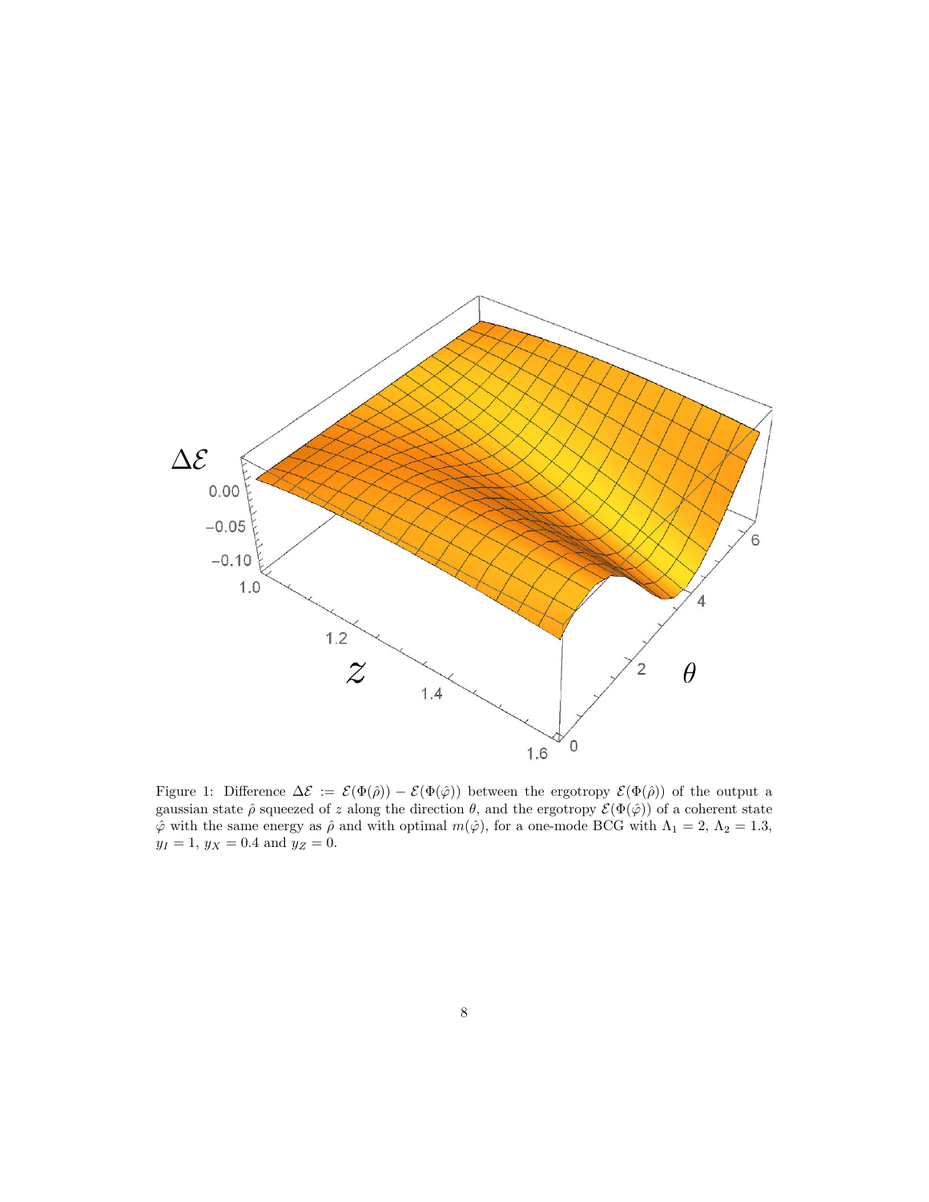Figure 1: Difference $\Delta\mathcal{E} := \mathcal{E}(\Phi(\hat{\rho})) - \mathcal{E}(\Phi(\hat{\varphi}))$ between the ergotropy $\mathcal{E}(\Phi(\hat{\rho}))$ of the output a gaussian state $\hat{\rho}$ squeezed of $z$ along the direction $\theta$, and the ergotropy $\mathcal{E}(\Phi(\hat{\varphi}))$ of a coherent state $\hat{\varphi}$ with the same energy as $\hat{\rho}$ and with optimal $m(\hat{\varphi})$, for a one-mode BCG with $\Lambda_1 = 2$, $\Lambda_2 = 1.3$, $y_I = 1$, $y_X = 0.4$ and $y_Z = 0$.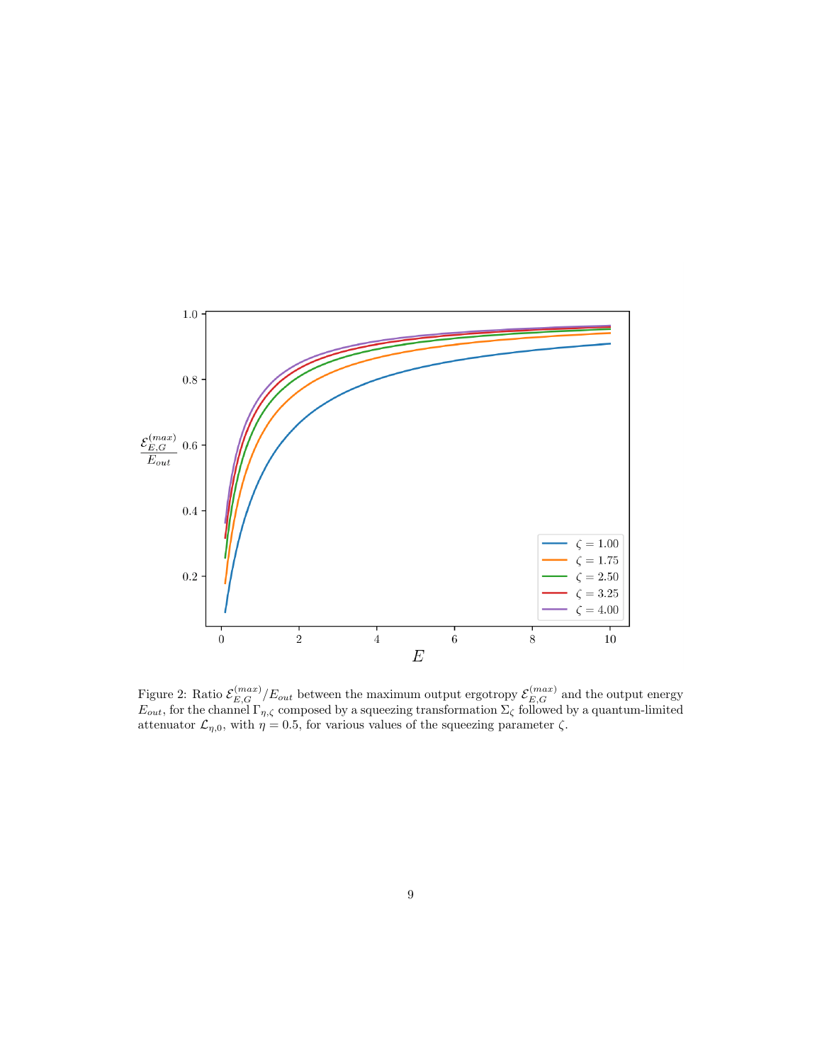Figure 2: Ratio $\mathcal{E}_{E,G}^{(max)}/E_{out}$ between the maximum output ergotropy $\mathcal{E}_{E,G}^{(max)}$ and the output energy $E_{out}$, for the channel $\Gamma_{\eta,\zeta}$ composed by a squeezing transformation $\Sigma_\zeta$ followed by a quantum-limited attenuator $\mathcal{L}_{\eta,0}$, with $\eta = 0.5$, for various values of the squeezing parameter $\zeta$.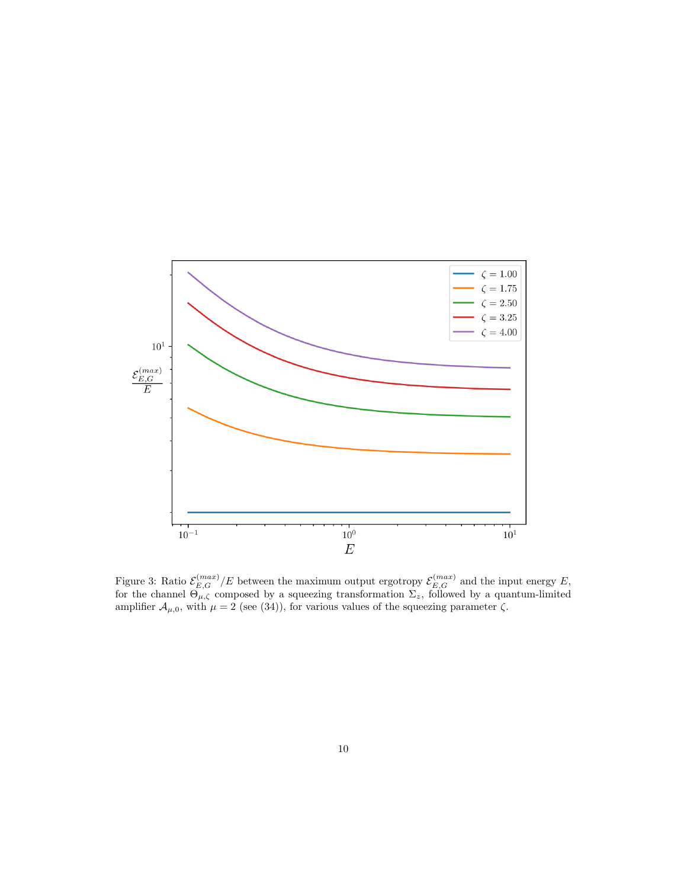Figure 3: Ratio $\mathcal{E}^{(max)}_{E,G}/E$ between the maximum output ergotropy $\mathcal{E}^{(max)}_{E,G}$ and the input energy $E$, for the channel $\Theta_{\mu,\zeta}$ composed by a squeezing transformation $\Sigma_z$, followed by a quantum-limited amplifier $\mathcal{A}_{\mu,0}$, with $\mu = 2$ (see (34)), for various values of the squeezing parameter $\zeta$.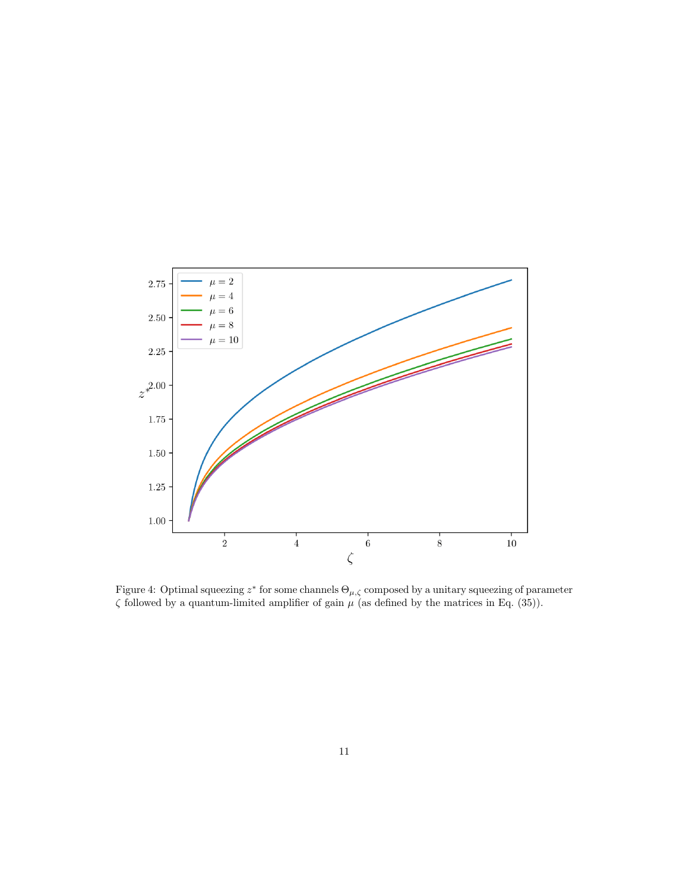Figure 4: Optimal squeezing $z^*$ for some channels $\Theta_{\mu,\zeta}$ composed by a unitary squeezing of parameter $\zeta$ followed by a quantum-limited amplifier of gain $\mu$ (as defined by the matrices in Eq. (35)).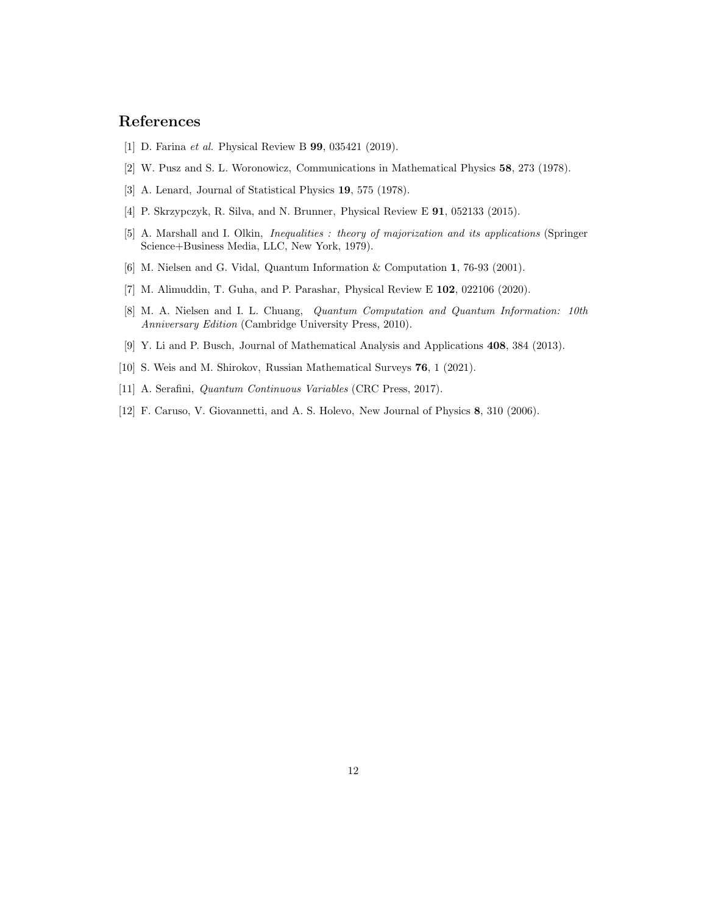# References

[1] D. Farina *et al.* Physical Review B **99**, 035421 (2019).

[2] W. Pusz and S. L. Woronowicz, Communications in Mathematical Physics **58**, 273 (1978).

[3] A. Lenard, Journal of Statistical Physics **19**, 575 (1978).

[4] P. Skrzypczyk, R. Silva, and N. Brunner, Physical Review E **91**, 052133 (2015).

[5] A. Marshall and I. Olkin, *Inequalities : theory of majorization and its applications* (Springer Science+Business Media, LLC, New York, 1979).

[6] M. Nielsen and G. Vidal, Quantum Information & Computation **1**, 76-93 (2001).

[7] M. Alimuddin, T. Guha, and P. Parashar, Physical Review E **102**, 022106 (2020).

[8] M. A. Nielsen and I. L. Chuang, *Quantum Computation and Quantum Information: 10th Anniversary Edition* (Cambridge University Press, 2010).

[9] Y. Li and P. Busch, Journal of Mathematical Analysis and Applications **408**, 384 (2013).

[10] S. Weis and M. Shirokov, Russian Mathematical Surveys **76**, 1 (2021).

[11] A. Serafini, *Quantum Continuous Variables* (CRC Press, 2017).

[12] F. Caruso, V. Giovannetti, and A. S. Holevo, New Journal of Physics **8**, 310 (2006).